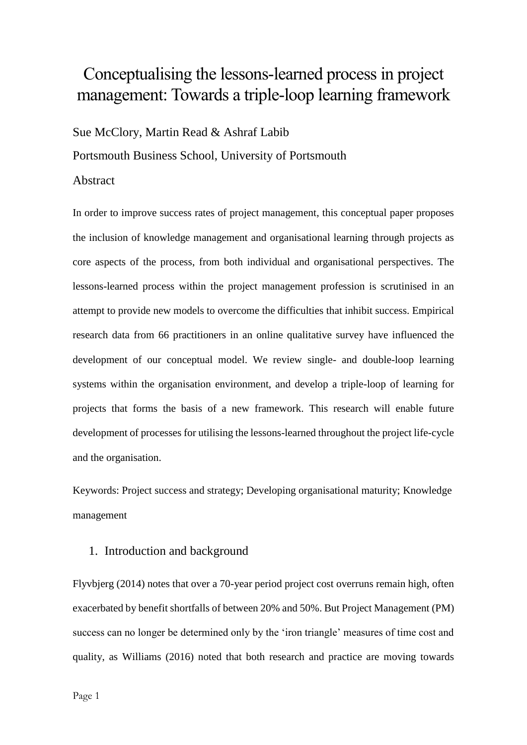# Conceptualising the lessons-learned process in project management: Towards a triple-loop learning framework

Sue McClory, Martin Read & Ashraf Labib

Portsmouth Business School, University of Portsmouth

## Abstract

In order to improve success rates of project management, this conceptual paper proposes the inclusion of knowledge management and organisational learning through projects as core aspects of the process, from both individual and organisational perspectives. The lessons-learned process within the project management profession is scrutinised in an attempt to provide new models to overcome the difficulties that inhibit success. Empirical research data from 66 practitioners in an online qualitative survey have influenced the development of our conceptual model. We review single- and double-loop learning systems within the organisation environment, and develop a triple-loop of learning for projects that forms the basis of a new framework. This research will enable future development of processes for utilising the lessons-learned throughout the project life-cycle and the organisation.

Keywords: Project success and strategy; Developing organisational maturity; Knowledge management

## 1. Introduction and background

Flyvbjerg (2014) notes that over a 70-year period project cost overruns remain high, often exacerbated by benefit shortfalls of between 20% and 50%. But Project Management (PM) success can no longer be determined only by the 'iron triangle' measures of time cost and quality, as Williams (2016) noted that both research and practice are moving towards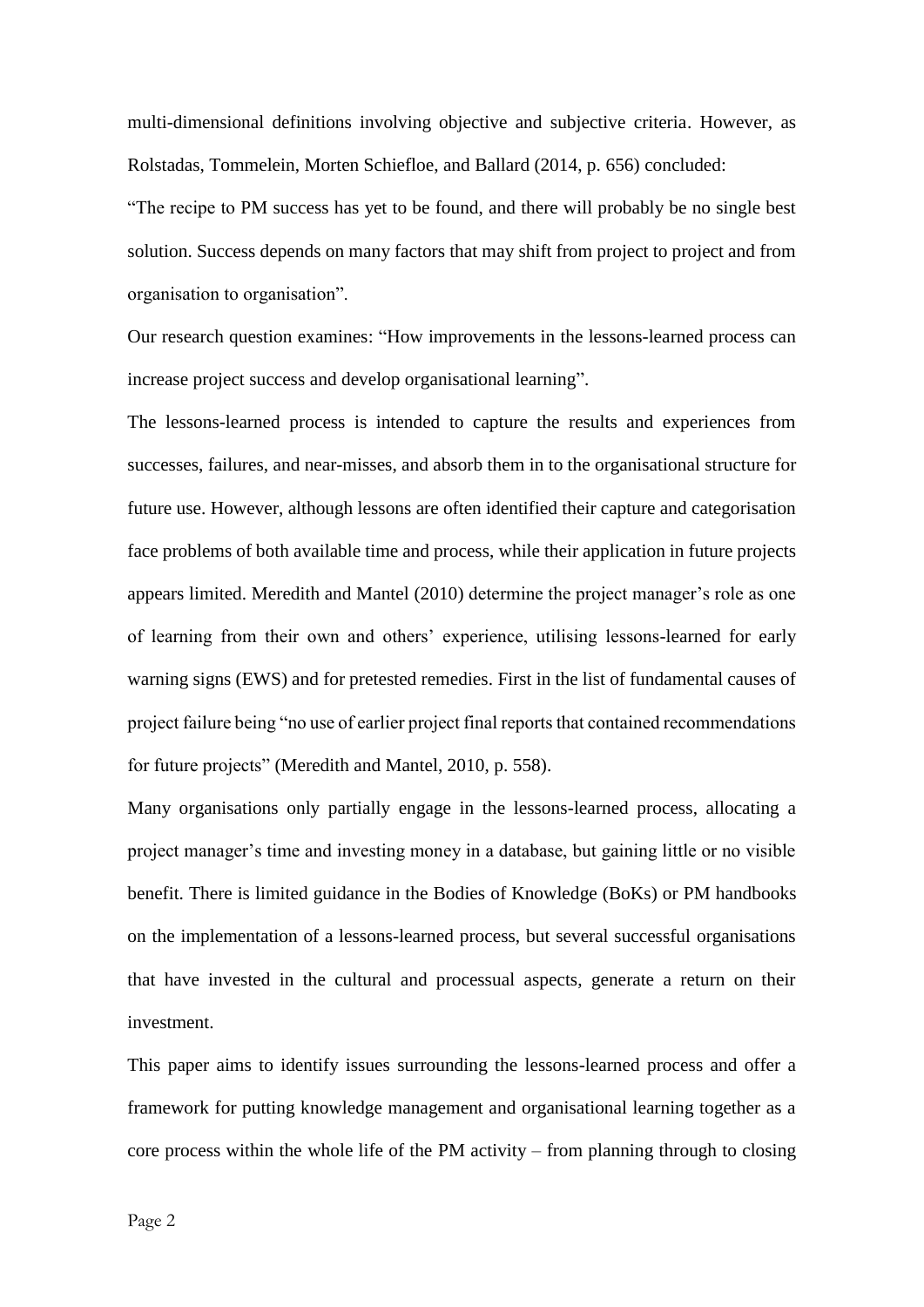multi-dimensional definitions involving objective and subjective criteria. However, as Rolstadas, Tommelein, Morten Schiefloe, and Ballard (2014, p. 656) concluded:

"The recipe to PM success has yet to be found, and there will probably be no single best solution. Success depends on many factors that may shift from project to project and from organisation to organisation".

Our research question examines: "How improvements in the lessons-learned process can increase project success and develop organisational learning".

The lessons-learned process is intended to capture the results and experiences from successes, failures, and near-misses, and absorb them in to the organisational structure for future use. However, although lessons are often identified their capture and categorisation face problems of both available time and process, while their application in future projects appears limited. Meredith and Mantel (2010) determine the project manager's role as one of learning from their own and others' experience, utilising lessons-learned for early warning signs (EWS) and for pretested remedies. First in the list of fundamental causes of project failure being "no use of earlier project final reports that contained recommendations for future projects" (Meredith and Mantel, 2010, p. 558).

Many organisations only partially engage in the lessons-learned process, allocating a project manager's time and investing money in a database, but gaining little or no visible benefit. There is limited guidance in the Bodies of Knowledge (BoKs) or PM handbooks on the implementation of a lessons-learned process, but several successful organisations that have invested in the cultural and processual aspects, generate a return on their investment.

This paper aims to identify issues surrounding the lessons-learned process and offer a framework for putting knowledge management and organisational learning together as a core process within the whole life of the PM activity – from planning through to closing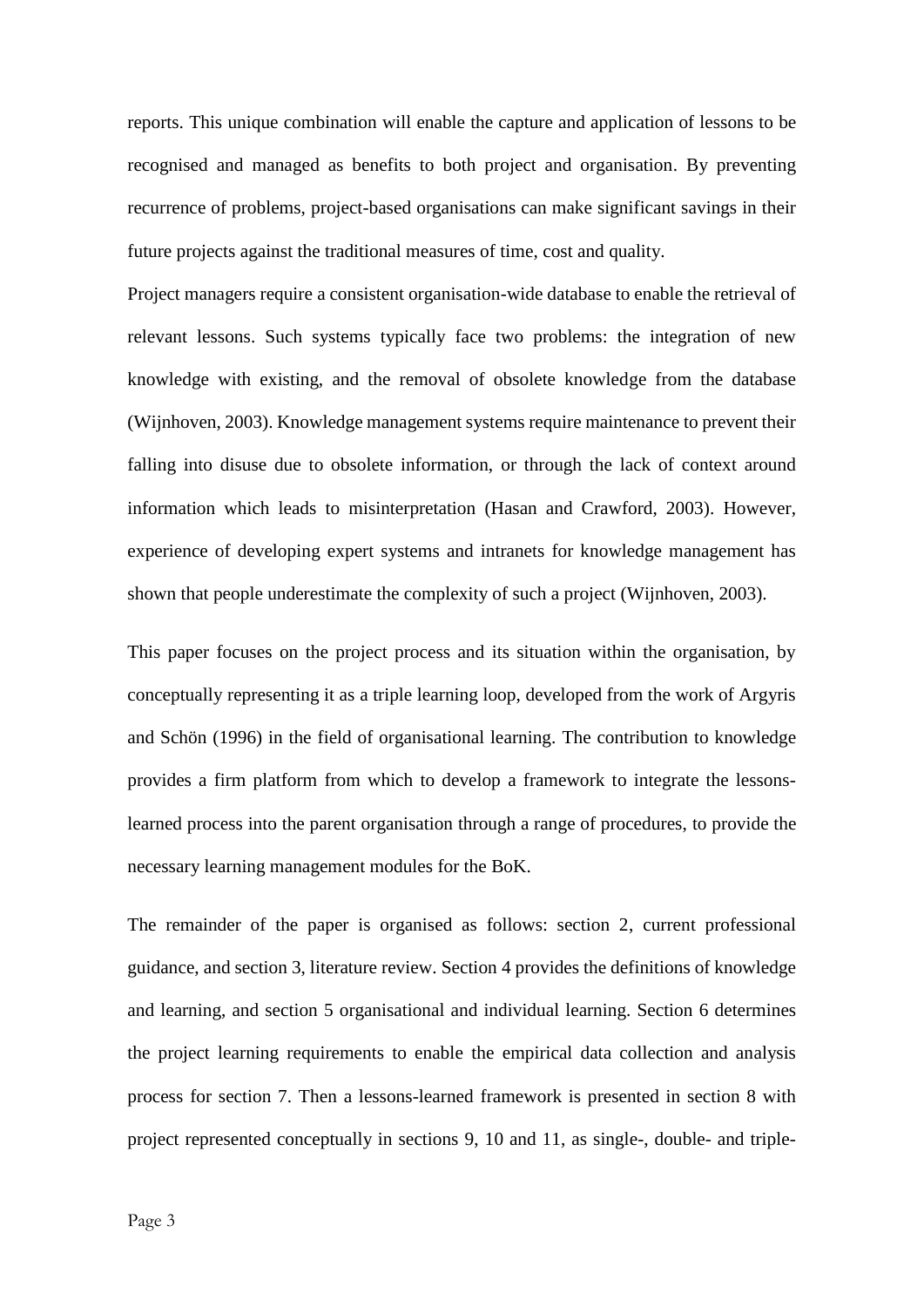reports. This unique combination will enable the capture and application of lessons to be recognised and managed as benefits to both project and organisation. By preventing recurrence of problems, project-based organisations can make significant savings in their future projects against the traditional measures of time, cost and quality.

Project managers require a consistent organisation-wide database to enable the retrieval of relevant lessons. Such systems typically face two problems: the integration of new knowledge with existing, and the removal of obsolete knowledge from the database (Wijnhoven, 2003). Knowledge management systems require maintenance to prevent their falling into disuse due to obsolete information, or through the lack of context around information which leads to misinterpretation (Hasan and Crawford, 2003). However, experience of developing expert systems and intranets for knowledge management has shown that people underestimate the complexity of such a project (Wijnhoven, 2003).

This paper focuses on the project process and its situation within the organisation, by conceptually representing it as a triple learning loop, developed from the work of Argyris and Schön (1996) in the field of organisational learning. The contribution to knowledge provides a firm platform from which to develop a framework to integrate the lessons-learned process into the parent organisation through a range of procedures, to provide the necessary learning management modules for the BoK.

The remainder of the paper is organised as follows: section 2, current professional guidance, and section 3, literature review. Section 4 provides the definitions of knowledge and learning, and section 5 organisational and individual learning. Section 6 determines the project learning requirements to enable the empirical data collection and analysis process for section 7. Then a lessons-learned framework is presented in section 8 with project represented conceptually in sections 9, 10 and 11, as single-, double- and triple-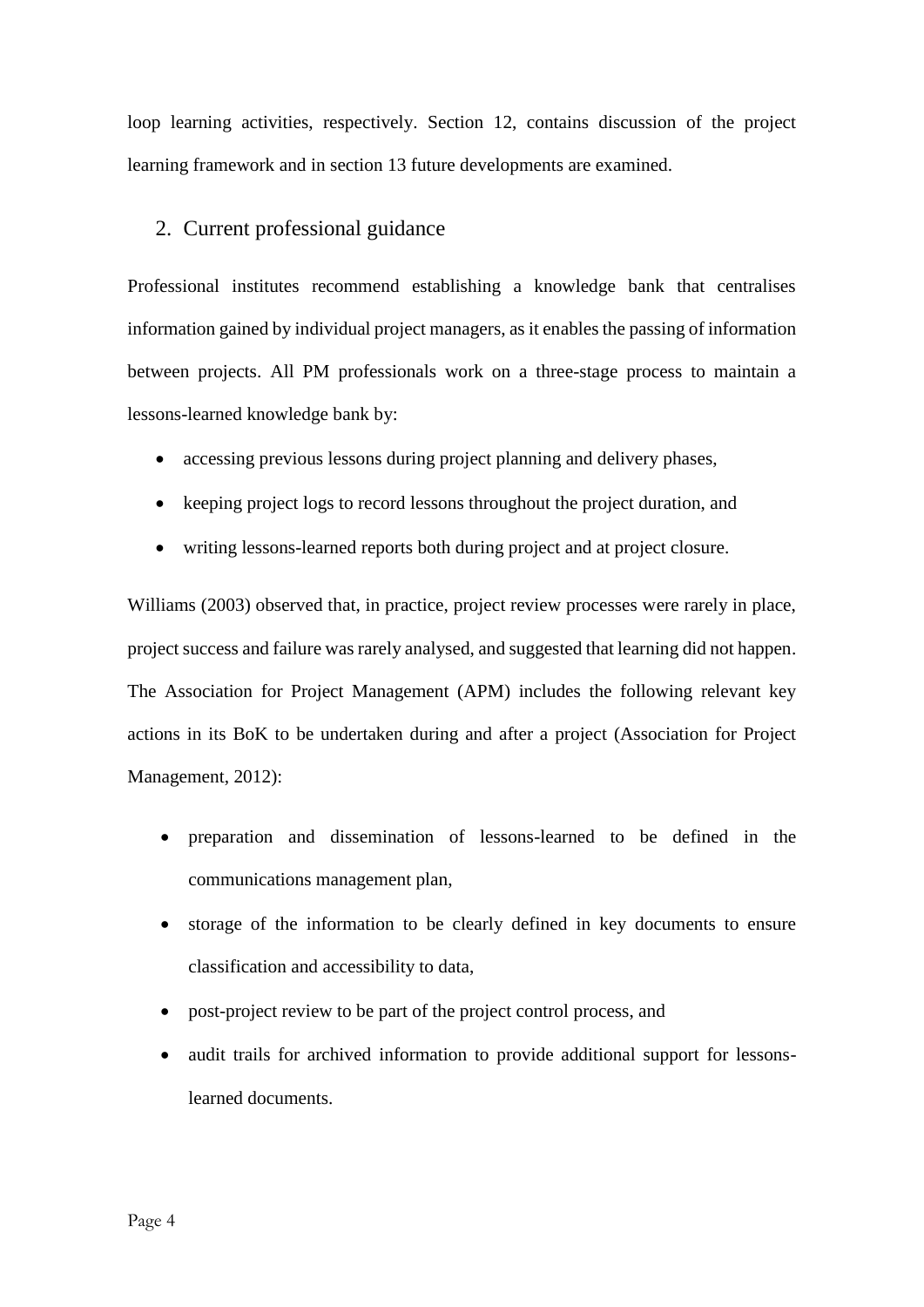loop learning activities, respectively. Section 12, contains discussion of the project learning framework and in section 13 future developments are examined.

## 2. Current professional guidance

Professional institutes recommend establishing a knowledge bank that centralises information gained by individual project managers, as it enables the passing of information between projects. All PM professionals work on a three-stage process to maintain a lessons-learned knowledge bank by:

- accessing previous lessons during project planning and delivery phases,
- keeping project logs to record lessons throughout the project duration, and
- writing lessons-learned reports both during project and at project closure.

Williams (2003) observed that, in practice, project review processes were rarely in place, project success and failure was rarely analysed, and suggested that learning did not happen. The Association for Project Management (APM) includes the following relevant key actions in its BoK to be undertaken during and after a project (Association for Project Management, 2012):

- preparation and dissemination of lessons-learned to be defined in the communications management plan,
- storage of the information to be clearly defined in key documents to ensure classification and accessibility to data,
- post-project review to be part of the project control process, and
- audit trails for archived information to provide additional support for lessons-learned documents.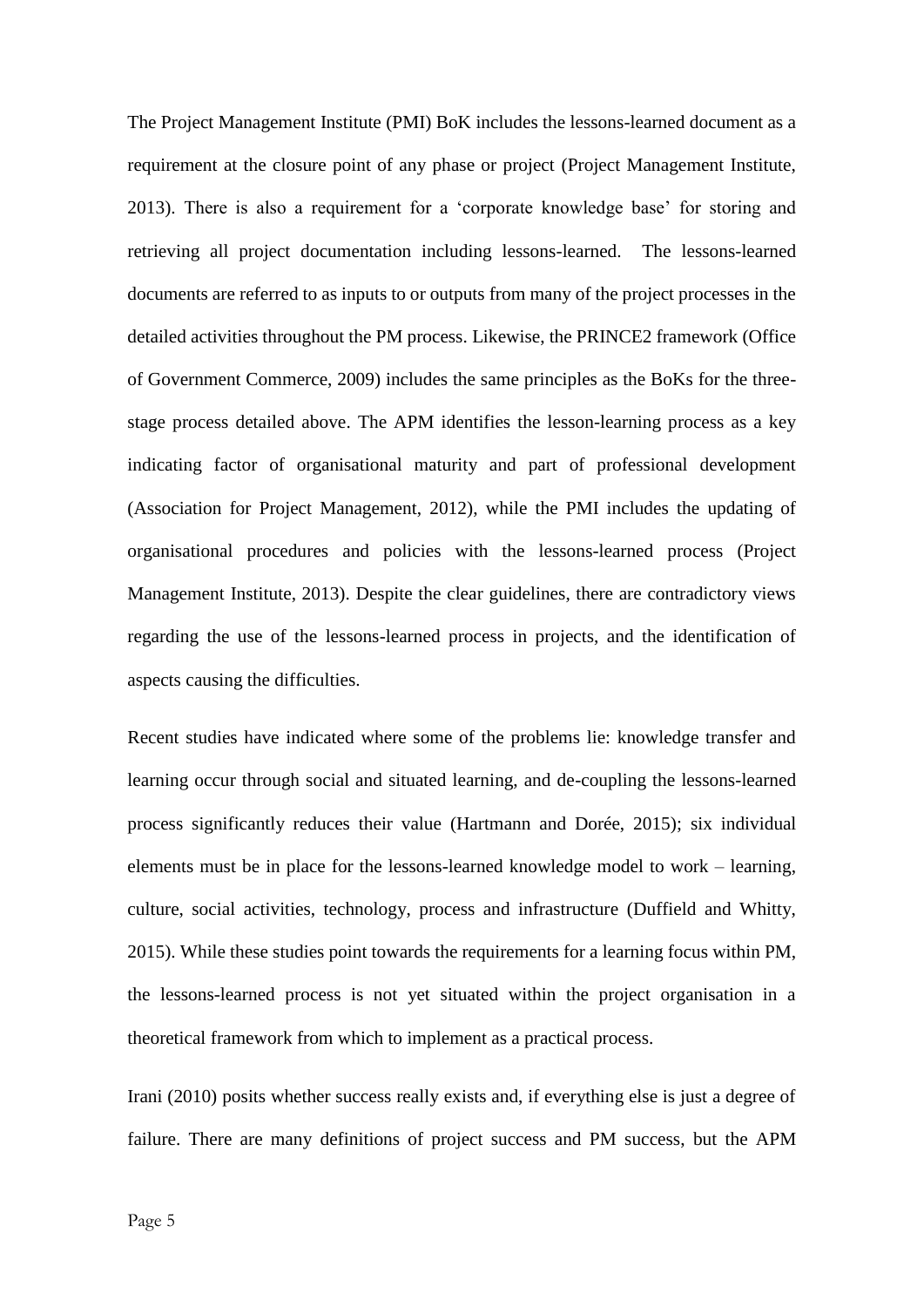The Project Management Institute (PMI) BoK includes the lessons-learned document as a requirement at the closure point of any phase or project (Project Management Institute, 2013). There is also a requirement for a 'corporate knowledge base' for storing and retrieving all project documentation including lessons-learned. The lessons-learned documents are referred to as inputs to or outputs from many of the project processes in the detailed activities throughout the PM process. Likewise, the PRINCE2 framework (Office of Government Commerce, 2009) includes the same principles as the BoKs for the three-stage process detailed above. The APM identifies the lesson-learning process as a key indicating factor of organisational maturity and part of professional development (Association for Project Management, 2012), while the PMI includes the updating of organisational procedures and policies with the lessons-learned process (Project Management Institute, 2013). Despite the clear guidelines, there are contradictory views regarding the use of the lessons-learned process in projects, and the identification of aspects causing the difficulties.

Recent studies have indicated where some of the problems lie: knowledge transfer and learning occur through social and situated learning, and de-coupling the lessons-learned process significantly reduces their value (Hartmann and Dorée, 2015); six individual elements must be in place for the lessons-learned knowledge model to work – learning, culture, social activities, technology, process and infrastructure (Duffield and Whitty, 2015). While these studies point towards the requirements for a learning focus within PM, the lessons-learned process is not yet situated within the project organisation in a theoretical framework from which to implement as a practical process.

Irani (2010) posits whether success really exists and, if everything else is just a degree of failure. There are many definitions of project success and PM success, but the APM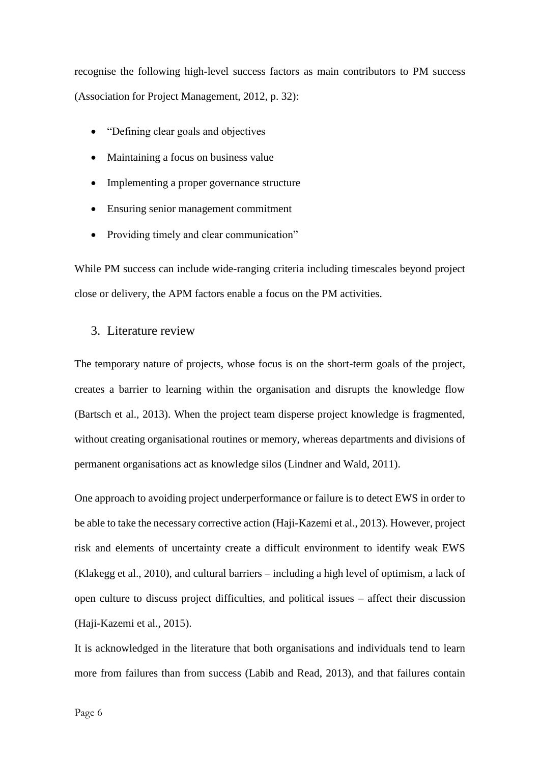recognise the following high-level success factors as main contributors to PM success (Association for Project Management, 2012, p. 32):

- "Defining clear goals and objectives
- Maintaining a focus on business value
- Implementing a proper governance structure
- Ensuring senior management commitment
- Providing timely and clear communication"

While PM success can include wide-ranging criteria including timescales beyond project close or delivery, the APM factors enable a focus on the PM activities.

## 3. Literature review

The temporary nature of projects, whose focus is on the short-term goals of the project, creates a barrier to learning within the organisation and disrupts the knowledge flow (Bartsch et al., 2013). When the project team disperse project knowledge is fragmented, without creating organisational routines or memory, whereas departments and divisions of permanent organisations act as knowledge silos (Lindner and Wald, 2011).

One approach to avoiding project underperformance or failure is to detect EWS in order to be able to take the necessary corrective action (Haji-Kazemi et al., 2013). However, project risk and elements of uncertainty create a difficult environment to identify weak EWS (Klakegg et al., 2010), and cultural barriers – including a high level of optimism, a lack of open culture to discuss project difficulties, and political issues – affect their discussion (Haji-Kazemi et al., 2015).

It is acknowledged in the literature that both organisations and individuals tend to learn more from failures than from success (Labib and Read, 2013), and that failures contain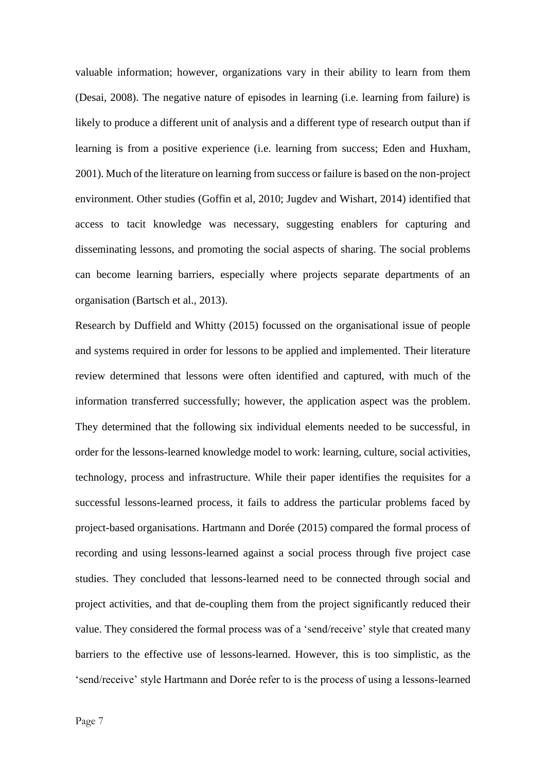valuable information; however, organizations vary in their ability to learn from them (Desai, 2008). The negative nature of episodes in learning (i.e. learning from failure) is likely to produce a different unit of analysis and a different type of research output than if learning is from a positive experience (i.e. learning from success; Eden and Huxham, 2001). Much of the literature on learning from success or failure is based on the non-project environment. Other studies (Goffin et al, 2010; Jugdev and Wishart, 2014) identified that access to tacit knowledge was necessary, suggesting enablers for capturing and disseminating lessons, and promoting the social aspects of sharing. The social problems can become learning barriers, especially where projects separate departments of an organisation (Bartsch et al., 2013).

Research by Duffield and Whitty (2015) focussed on the organisational issue of people and systems required in order for lessons to be applied and implemented. Their literature review determined that lessons were often identified and captured, with much of the information transferred successfully; however, the application aspect was the problem. They determined that the following six individual elements needed to be successful, in order for the lessons-learned knowledge model to work: learning, culture, social activities, technology, process and infrastructure. While their paper identifies the requisites for a successful lessons-learned process, it fails to address the particular problems faced by project-based organisations. Hartmann and Dorée (2015) compared the formal process of recording and using lessons-learned against a social process through five project case studies. They concluded that lessons-learned need to be connected through social and project activities, and that de-coupling them from the project significantly reduced their value. They considered the formal process was of a 'send/receive' style that created many barriers to the effective use of lessons-learned. However, this is too simplistic, as the 'send/receive' style Hartmann and Dorée refer to is the process of using a lessons-learned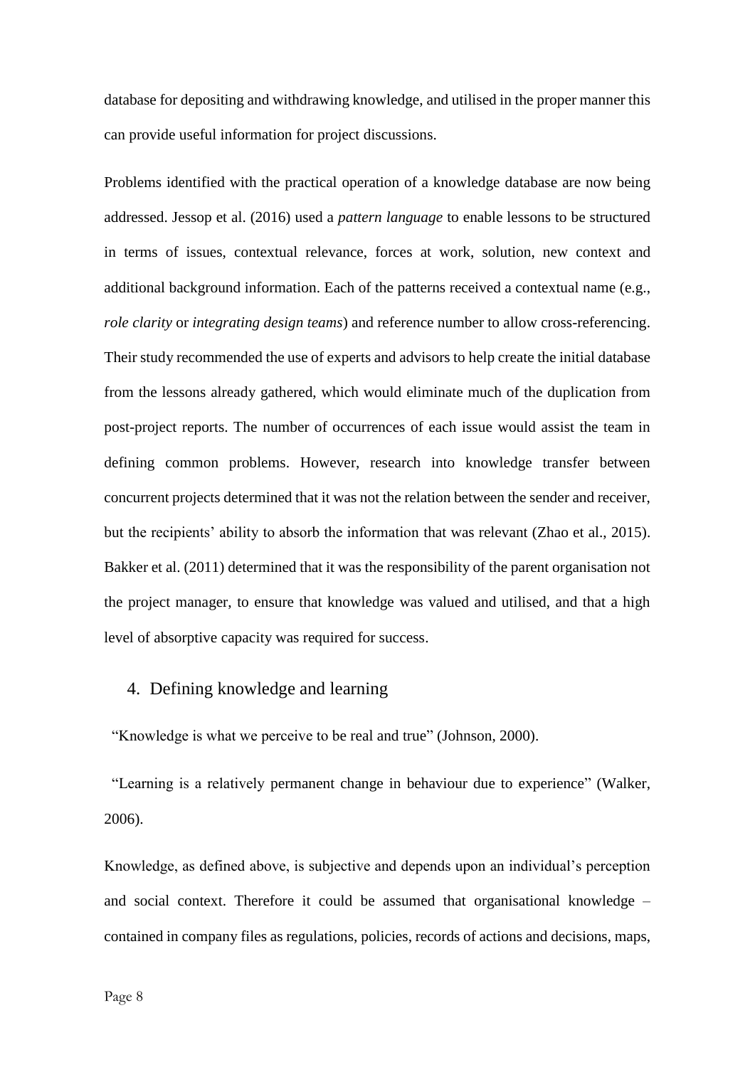database for depositing and withdrawing knowledge, and utilised in the proper manner this can provide useful information for project discussions.

Problems identified with the practical operation of a knowledge database are now being addressed. Jessop et al. (2016) used a *pattern language* to enable lessons to be structured in terms of issues, contextual relevance, forces at work, solution, new context and additional background information. Each of the patterns received a contextual name (e.g., *role clarity* or *integrating design teams*) and reference number to allow cross-referencing. Their study recommended the use of experts and advisors to help create the initial database from the lessons already gathered, which would eliminate much of the duplication from post-project reports. The number of occurrences of each issue would assist the team in defining common problems. However, research into knowledge transfer between concurrent projects determined that it was not the relation between the sender and receiver, but the recipients' ability to absorb the information that was relevant (Zhao et al., 2015). Bakker et al. (2011) determined that it was the responsibility of the parent organisation not the project manager, to ensure that knowledge was valued and utilised, and that a high level of absorptive capacity was required for success.

## 4. Defining knowledge and learning

"Knowledge is what we perceive to be real and true" (Johnson, 2000).

"Learning is a relatively permanent change in behaviour due to experience" (Walker, 2006).

Knowledge, as defined above, is subjective and depends upon an individual's perception and social context. Therefore it could be assumed that organisational knowledge – contained in company files as regulations, policies, records of actions and decisions, maps,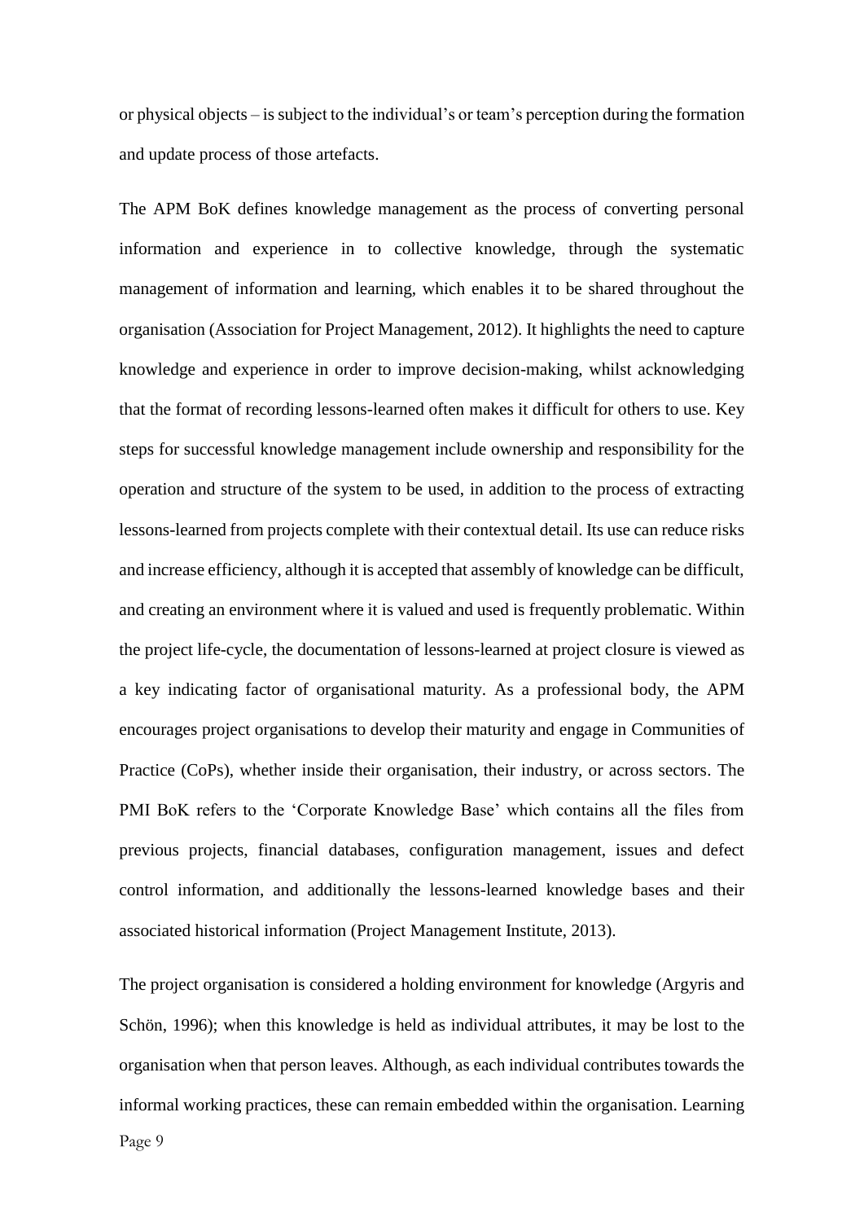or physical objects – is subject to the individual's or team's perception during the formation and update process of those artefacts.

The APM BoK defines knowledge management as the process of converting personal information and experience in to collective knowledge, through the systematic management of information and learning, which enables it to be shared throughout the organisation (Association for Project Management, 2012). It highlights the need to capture knowledge and experience in order to improve decision-making, whilst acknowledging that the format of recording lessons-learned often makes it difficult for others to use. Key steps for successful knowledge management include ownership and responsibility for the operation and structure of the system to be used, in addition to the process of extracting lessons-learned from projects complete with their contextual detail. Its use can reduce risks and increase efficiency, although it is accepted that assembly of knowledge can be difficult, and creating an environment where it is valued and used is frequently problematic. Within the project life-cycle, the documentation of lessons-learned at project closure is viewed as a key indicating factor of organisational maturity. As a professional body, the APM encourages project organisations to develop their maturity and engage in Communities of Practice (CoPs), whether inside their organisation, their industry, or across sectors. The PMI BoK refers to the 'Corporate Knowledge Base' which contains all the files from previous projects, financial databases, configuration management, issues and defect control information, and additionally the lessons-learned knowledge bases and their associated historical information (Project Management Institute, 2013).

The project organisation is considered a holding environment for knowledge (Argyris and Schön, 1996); when this knowledge is held as individual attributes, it may be lost to the organisation when that person leaves. Although, as each individual contributes towards the informal working practices, these can remain embedded within the organisation. Learning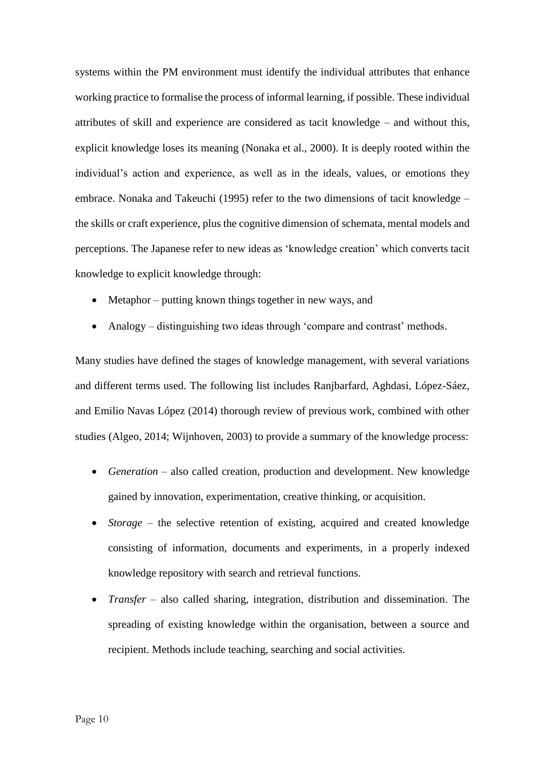systems within the PM environment must identify the individual attributes that enhance working practice to formalise the process of informal learning, if possible. These individual attributes of skill and experience are considered as tacit knowledge – and without this, explicit knowledge loses its meaning (Nonaka et al., 2000). It is deeply rooted within the individual's action and experience, as well as in the ideals, values, or emotions they embrace. Nonaka and Takeuchi (1995) refer to the two dimensions of tacit knowledge – the skills or craft experience, plus the cognitive dimension of schemata, mental models and perceptions. The Japanese refer to new ideas as 'knowledge creation' which converts tacit knowledge to explicit knowledge through:

- Metaphor – putting known things together in new ways, and
- Analogy – distinguishing two ideas through 'compare and contrast' methods.

Many studies have defined the stages of knowledge management, with several variations and different terms used. The following list includes Ranjbarfard, Aghdasi, López-Sáez, and Emilio Navas López (2014) thorough review of previous work, combined with other studies (Algeo, 2014; Wijnhoven, 2003) to provide a summary of the knowledge process:

- *Generation* – also called creation, production and development. New knowledge gained by innovation, experimentation, creative thinking, or acquisition.
- *Storage* – the selective retention of existing, acquired and created knowledge consisting of information, documents and experiments, in a properly indexed knowledge repository with search and retrieval functions.
- *Transfer* – also called sharing, integration, distribution and dissemination. The spreading of existing knowledge within the organisation, between a source and recipient. Methods include teaching, searching and social activities.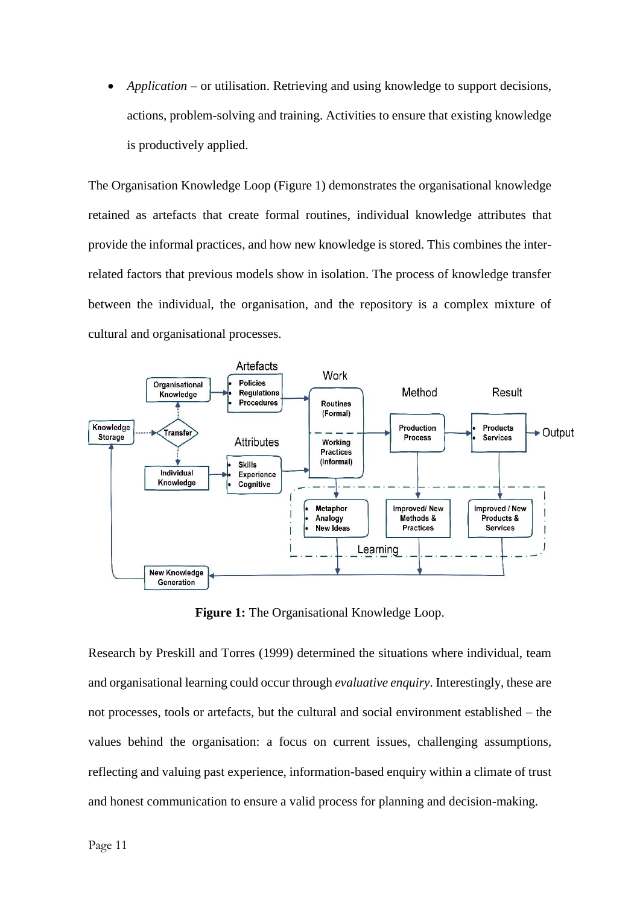- *Application* – or utilisation. Retrieving and using knowledge to support decisions, actions, problem-solving and training. Activities to ensure that existing knowledge is productively applied.

The Organisation Knowledge Loop (Figure 1) demonstrates the organisational knowledge retained as artefacts that create formal routines, individual knowledge attributes that provide the informal practices, and how new knowledge is stored. This combines the inter-related factors that previous models show in isolation. The process of knowledge transfer between the individual, the organisation, and the repository is a complex mixture of cultural and organisational processes.

**Figure 1:** The Organisational Knowledge Loop.

Research by Preskill and Torres (1999) determined the situations where individual, team and organisational learning could occur through *evaluative enquiry*. Interestingly, these are not processes, tools or artefacts, but the cultural and social environment established – the values behind the organisation: a focus on current issues, challenging assumptions, reflecting and valuing past experience, information-based enquiry within a climate of trust and honest communication to ensure a valid process for planning and decision-making.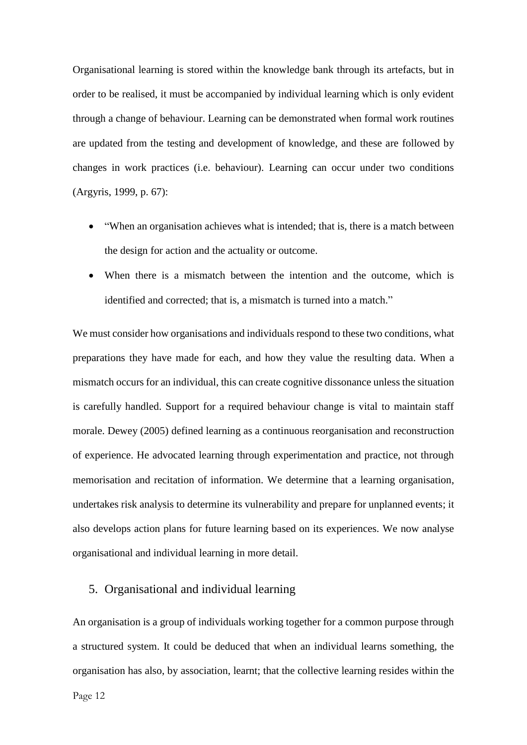Organisational learning is stored within the knowledge bank through its artefacts, but in order to be realised, it must be accompanied by individual learning which is only evident through a change of behaviour. Learning can be demonstrated when formal work routines are updated from the testing and development of knowledge, and these are followed by changes in work practices (i.e. behaviour). Learning can occur under two conditions (Argyris, 1999, p. 67):

- "When an organisation achieves what is intended; that is, there is a match between the design for action and the actuality or outcome.
- When there is a mismatch between the intention and the outcome, which is identified and corrected; that is, a mismatch is turned into a match."

We must consider how organisations and individuals respond to these two conditions, what preparations they have made for each, and how they value the resulting data. When a mismatch occurs for an individual, this can create cognitive dissonance unless the situation is carefully handled. Support for a required behaviour change is vital to maintain staff morale. Dewey (2005) defined learning as a continuous reorganisation and reconstruction of experience. He advocated learning through experimentation and practice, not through memorisation and recitation of information. We determine that a learning organisation, undertakes risk analysis to determine its vulnerability and prepare for unplanned events; it also develops action plans for future learning based on its experiences. We now analyse organisational and individual learning in more detail.

## 5. Organisational and individual learning

An organisation is a group of individuals working together for a common purpose through a structured system. It could be deduced that when an individual learns something, the organisation has also, by association, learnt; that the collective learning resides within the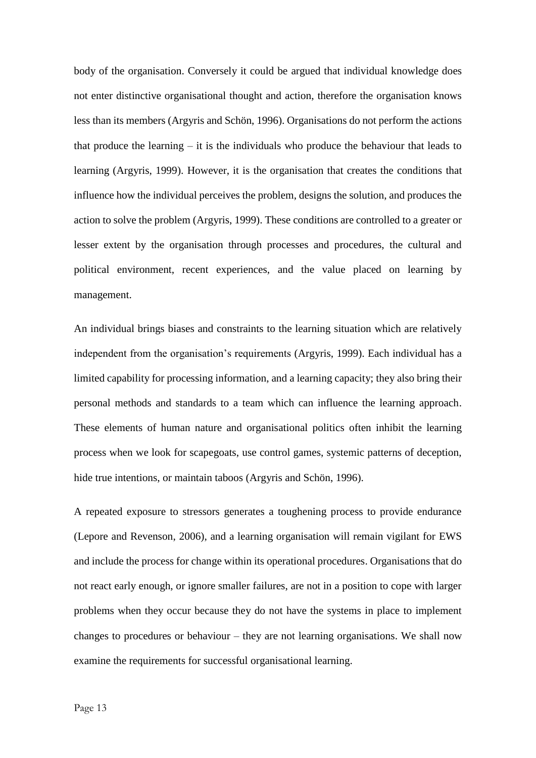body of the organisation. Conversely it could be argued that individual knowledge does not enter distinctive organisational thought and action, therefore the organisation knows less than its members (Argyris and Schön, 1996). Organisations do not perform the actions that produce the learning – it is the individuals who produce the behaviour that leads to learning (Argyris, 1999). However, it is the organisation that creates the conditions that influence how the individual perceives the problem, designs the solution, and produces the action to solve the problem (Argyris, 1999). These conditions are controlled to a greater or lesser extent by the organisation through processes and procedures, the cultural and political environment, recent experiences, and the value placed on learning by management.

An individual brings biases and constraints to the learning situation which are relatively independent from the organisation's requirements (Argyris, 1999). Each individual has a limited capability for processing information, and a learning capacity; they also bring their personal methods and standards to a team which can influence the learning approach. These elements of human nature and organisational politics often inhibit the learning process when we look for scapegoats, use control games, systemic patterns of deception, hide true intentions, or maintain taboos (Argyris and Schön, 1996).

A repeated exposure to stressors generates a toughening process to provide endurance (Lepore and Revenson, 2006), and a learning organisation will remain vigilant for EWS and include the process for change within its operational procedures. Organisations that do not react early enough, or ignore smaller failures, are not in a position to cope with larger problems when they occur because they do not have the systems in place to implement changes to procedures or behaviour – they are not learning organisations. We shall now examine the requirements for successful organisational learning.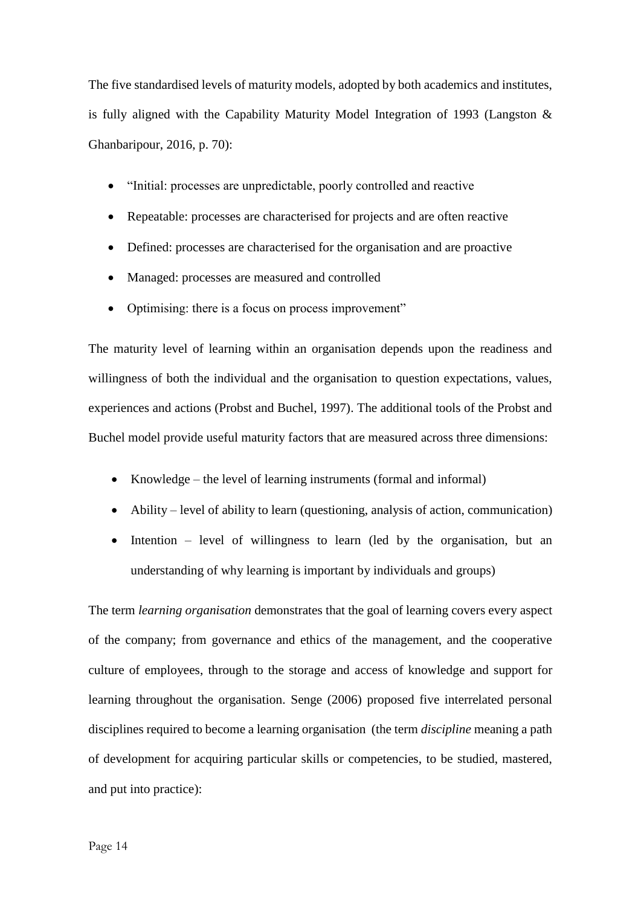The five standardised levels of maturity models, adopted by both academics and institutes, is fully aligned with the Capability Maturity Model Integration of 1993 (Langston & Ghanbaripour, 2016, p. 70):

- "Initial: processes are unpredictable, poorly controlled and reactive
- Repeatable: processes are characterised for projects and are often reactive
- Defined: processes are characterised for the organisation and are proactive
- Managed: processes are measured and controlled
- Optimising: there is a focus on process improvement"

The maturity level of learning within an organisation depends upon the readiness and willingness of both the individual and the organisation to question expectations, values, experiences and actions (Probst and Buchel, 1997). The additional tools of the Probst and Buchel model provide useful maturity factors that are measured across three dimensions:

- Knowledge – the level of learning instruments (formal and informal)
- Ability – level of ability to learn (questioning, analysis of action, communication)
- Intention – level of willingness to learn (led by the organisation, but an understanding of why learning is important by individuals and groups)

The term *learning organisation* demonstrates that the goal of learning covers every aspect of the company; from governance and ethics of the management, and the cooperative culture of employees, through to the storage and access of knowledge and support for learning throughout the organisation. Senge (2006) proposed five interrelated personal disciplines required to become a learning organisation (the term *discipline* meaning a path of development for acquiring particular skills or competencies, to be studied, mastered, and put into practice):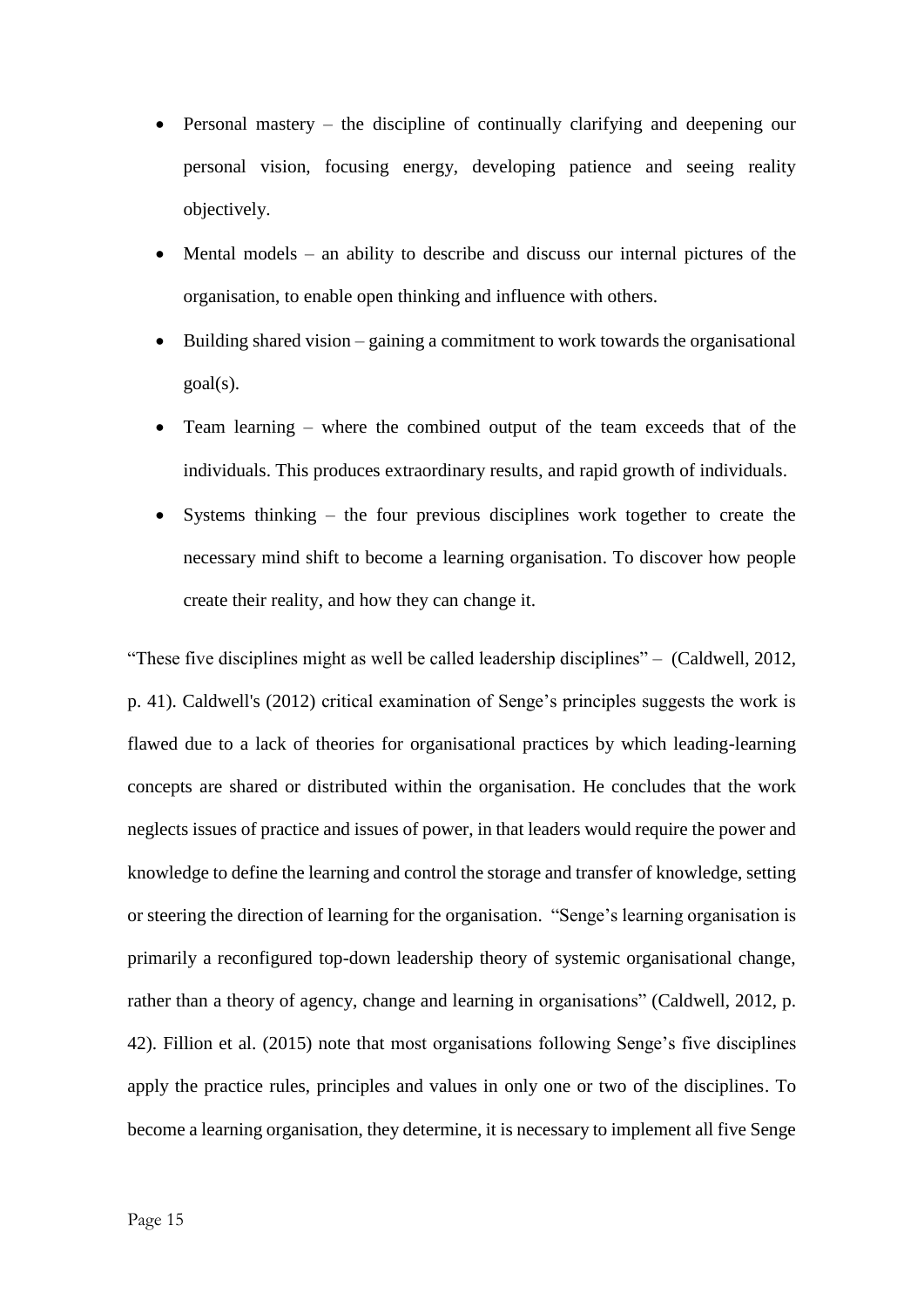- Personal mastery – the discipline of continually clarifying and deepening our personal vision, focusing energy, developing patience and seeing reality objectively.
- Mental models – an ability to describe and discuss our internal pictures of the organisation, to enable open thinking and influence with others.
- Building shared vision – gaining a commitment to work towards the organisational goal(s).
- Team learning – where the combined output of the team exceeds that of the individuals. This produces extraordinary results, and rapid growth of individuals.
- Systems thinking – the four previous disciplines work together to create the necessary mind shift to become a learning organisation. To discover how people create their reality, and how they can change it.

"These five disciplines might as well be called leadership disciplines" – (Caldwell, 2012, p. 41). Caldwell's (2012) critical examination of Senge's principles suggests the work is flawed due to a lack of theories for organisational practices by which leading-learning concepts are shared or distributed within the organisation. He concludes that the work neglects issues of practice and issues of power, in that leaders would require the power and knowledge to define the learning and control the storage and transfer of knowledge, setting or steering the direction of learning for the organisation. "Senge's learning organisation is primarily a reconfigured top-down leadership theory of systemic organisational change, rather than a theory of agency, change and learning in organisations" (Caldwell, 2012, p. 42). Fillion et al. (2015) note that most organisations following Senge's five disciplines apply the practice rules, principles and values in only one or two of the disciplines. To become a learning organisation, they determine, it is necessary to implement all five Senge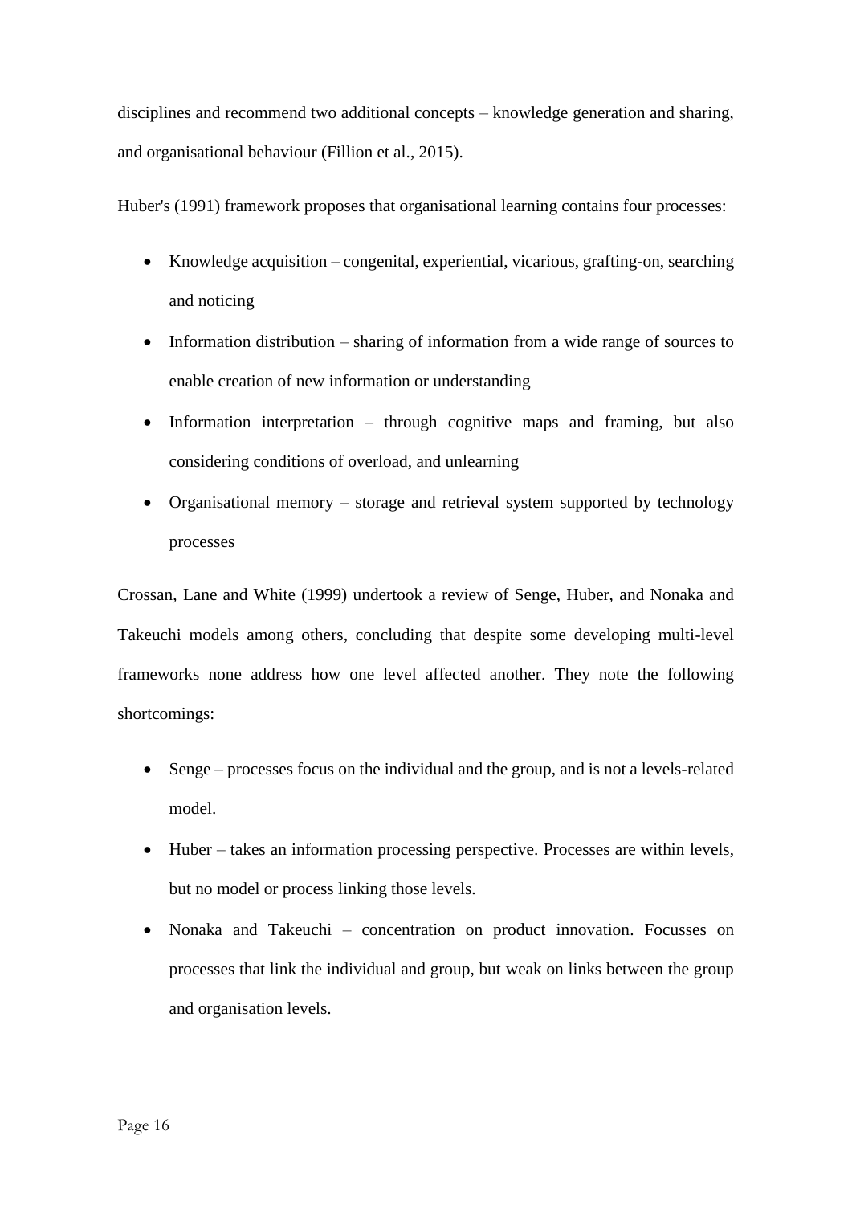disciplines and recommend two additional concepts – knowledge generation and sharing, and organisational behaviour (Fillion et al., 2015).

Huber's (1991) framework proposes that organisational learning contains four processes:

- Knowledge acquisition – congenital, experiential, vicarious, grafting-on, searching and noticing
- Information distribution – sharing of information from a wide range of sources to enable creation of new information or understanding
- Information interpretation – through cognitive maps and framing, but also considering conditions of overload, and unlearning
- Organisational memory – storage and retrieval system supported by technology processes

Crossan, Lane and White (1999) undertook a review of Senge, Huber, and Nonaka and Takeuchi models among others, concluding that despite some developing multi-level frameworks none address how one level affected another. They note the following shortcomings:

- Senge – processes focus on the individual and the group, and is not a levels-related model.
- Huber – takes an information processing perspective. Processes are within levels, but no model or process linking those levels.
- Nonaka and Takeuchi – concentration on product innovation. Focusses on processes that link the individual and group, but weak on links between the group and organisation levels.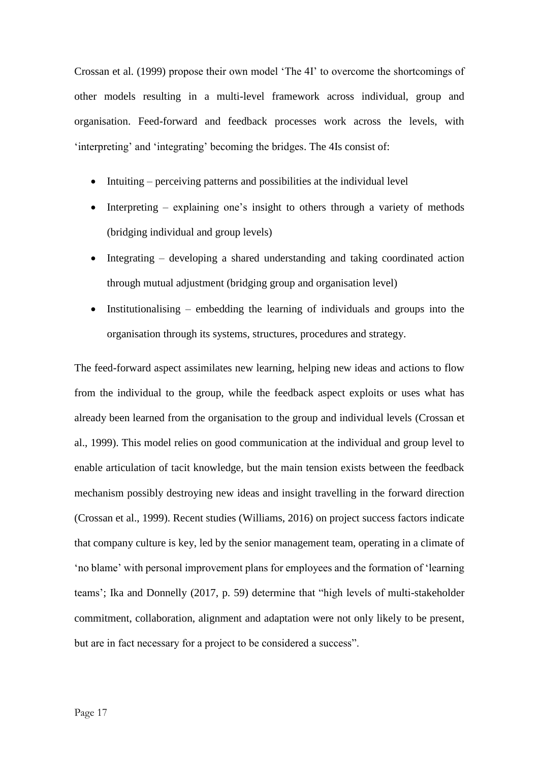Crossan et al. (1999) propose their own model 'The 4I' to overcome the shortcomings of other models resulting in a multi-level framework across individual, group and organisation. Feed-forward and feedback processes work across the levels, with 'interpreting' and 'integrating' becoming the bridges. The 4Is consist of:

- Intuiting – perceiving patterns and possibilities at the individual level
- Interpreting – explaining one's insight to others through a variety of methods (bridging individual and group levels)
- Integrating – developing a shared understanding and taking coordinated action through mutual adjustment (bridging group and organisation level)
- Institutionalising – embedding the learning of individuals and groups into the organisation through its systems, structures, procedures and strategy.

The feed-forward aspect assimilates new learning, helping new ideas and actions to flow from the individual to the group, while the feedback aspect exploits or uses what has already been learned from the organisation to the group and individual levels (Crossan et al., 1999). This model relies on good communication at the individual and group level to enable articulation of tacit knowledge, but the main tension exists between the feedback mechanism possibly destroying new ideas and insight travelling in the forward direction (Crossan et al., 1999). Recent studies (Williams, 2016) on project success factors indicate that company culture is key, led by the senior management team, operating in a climate of 'no blame' with personal improvement plans for employees and the formation of 'learning teams'; Ika and Donnelly (2017, p. 59) determine that "high levels of multi-stakeholder commitment, collaboration, alignment and adaptation were not only likely to be present, but are in fact necessary for a project to be considered a success".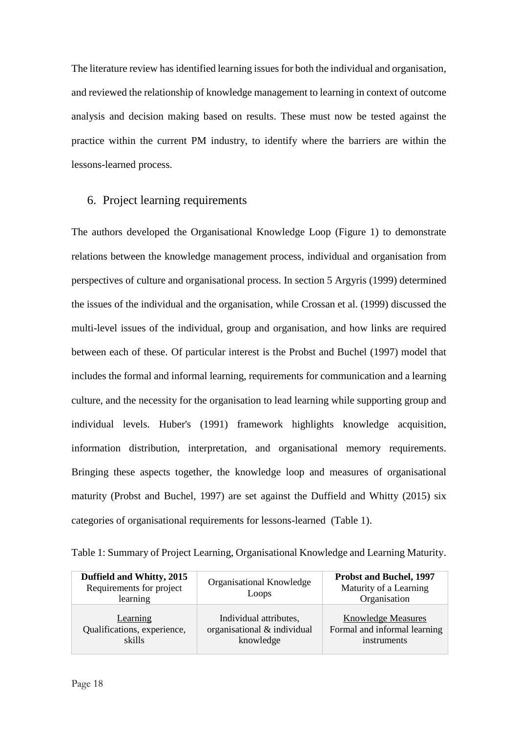The literature review has identified learning issues for both the individual and organisation, and reviewed the relationship of knowledge management to learning in context of outcome analysis and decision making based on results. These must now be tested against the practice within the current PM industry, to identify where the barriers are within the lessons-learned process.

## 6. Project learning requirements

The authors developed the Organisational Knowledge Loop (Figure 1) to demonstrate relations between the knowledge management process, individual and organisation from perspectives of culture and organisational process. In section 5 Argyris (1999) determined the issues of the individual and the organisation, while Crossan et al. (1999) discussed the multi-level issues of the individual, group and organisation, and how links are required between each of these. Of particular interest is the Probst and Buchel (1997) model that includes the formal and informal learning, requirements for communication and a learning culture, and the necessity for the organisation to lead learning while supporting group and individual levels. Huber's (1991) framework highlights knowledge acquisition, information distribution, interpretation, and organisational memory requirements. Bringing these aspects together, the knowledge loop and measures of organisational maturity (Probst and Buchel, 1997) are set against the Duffield and Whitty (2015) six categories of organisational requirements for lessons-learned (Table 1).

Table 1: Summary of Project Learning, Organisational Knowledge and Learning Maturity.

| **Duffield and Whitty, 2015** Requirements for project learning | Organisational Knowledge Loops | **Probst and Buchel, 1997** Maturity of a Learning Organisation |
|---|---|---|
| Learning Qualifications, experience, skills | Individual attributes, organisational & individual knowledge | Knowledge Measures Formal and informal learning instruments |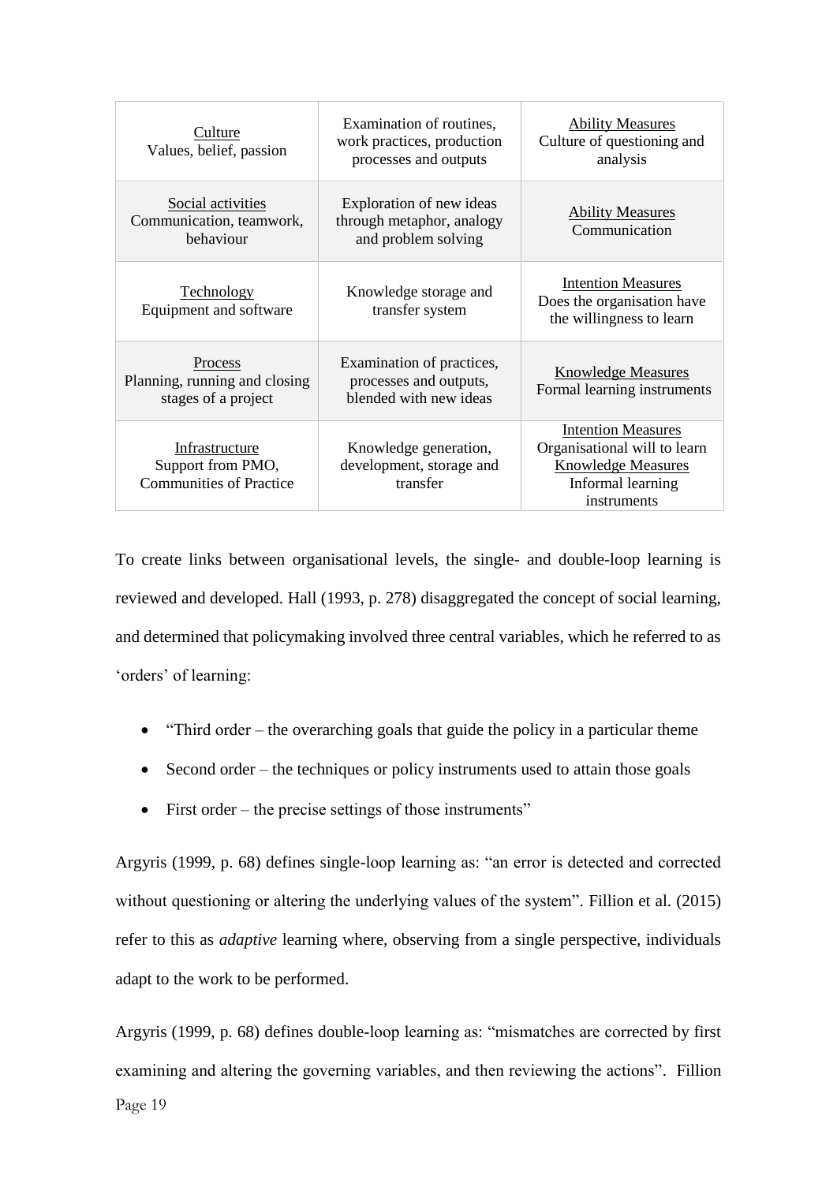| Culture<br>Values, belief, passion | Examination of routines, work practices, production processes and outputs | Ability Measures<br>Culture of questioning and analysis |
|---|---|---|
| Social activities<br>Communication, teamwork, behaviour | Exploration of new ideas through metaphor, analogy and problem solving | Ability Measures<br>Communication |
| Technology<br>Equipment and software | Knowledge storage and transfer system | Intention Measures<br>Does the organisation have the willingness to learn |
| Process<br>Planning, running and closing stages of a project | Examination of practices, processes and outputs, blended with new ideas | Knowledge Measures<br>Formal learning instruments |
| Infrastructure<br>Support from PMO, Communities of Practice | Knowledge generation, development, storage and transfer | Intention Measures<br>Organisational will to learn<br>Knowledge Measures<br>Informal learning instruments |

To create links between organisational levels, the single- and double-loop learning is reviewed and developed. Hall (1993, p. 278) disaggregated the concept of social learning, and determined that policymaking involved three central variables, which he referred to as 'orders' of learning:

- "Third order – the overarching goals that guide the policy in a particular theme
- Second order – the techniques or policy instruments used to attain those goals
- First order – the precise settings of those instruments"

Argyris (1999, p. 68) defines single-loop learning as: "an error is detected and corrected without questioning or altering the underlying values of the system". Fillion et al. (2015) refer to this as *adaptive* learning where, observing from a single perspective, individuals adapt to the work to be performed.

Argyris (1999, p. 68) defines double-loop learning as: "mismatches are corrected by first examining and altering the governing variables, and then reviewing the actions". Fillion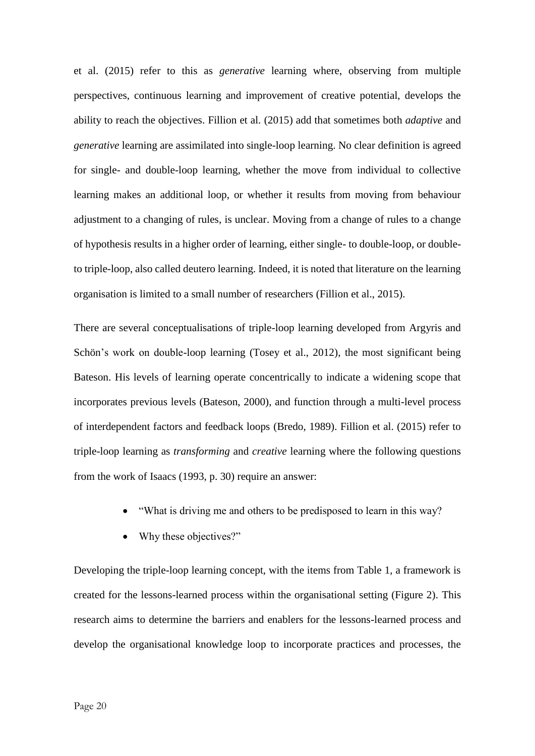et al. (2015) refer to this as *generative* learning where, observing from multiple perspectives, continuous learning and improvement of creative potential, develops the ability to reach the objectives. Fillion et al. (2015) add that sometimes both *adaptive* and *generative* learning are assimilated into single-loop learning. No clear definition is agreed for single- and double-loop learning, whether the move from individual to collective learning makes an additional loop, or whether it results from moving from behaviour adjustment to a changing of rules, is unclear. Moving from a change of rules to a change of hypothesis results in a higher order of learning, either single- to double-loop, or double- to triple-loop, also called deutero learning. Indeed, it is noted that literature on the learning organisation is limited to a small number of researchers (Fillion et al., 2015).

There are several conceptualisations of triple-loop learning developed from Argyris and Schön's work on double-loop learning (Tosey et al., 2012), the most significant being Bateson. His levels of learning operate concentrically to indicate a widening scope that incorporates previous levels (Bateson, 2000), and function through a multi-level process of interdependent factors and feedback loops (Bredo, 1989). Fillion et al. (2015) refer to triple-loop learning as *transforming* and *creative* learning where the following questions from the work of Isaacs (1993, p. 30) require an answer:

- "What is driving me and others to be predisposed to learn in this way?
- Why these objectives?"

Developing the triple-loop learning concept, with the items from Table 1, a framework is created for the lessons-learned process within the organisational setting (Figure 2). This research aims to determine the barriers and enablers for the lessons-learned process and develop the organisational knowledge loop to incorporate practices and processes, the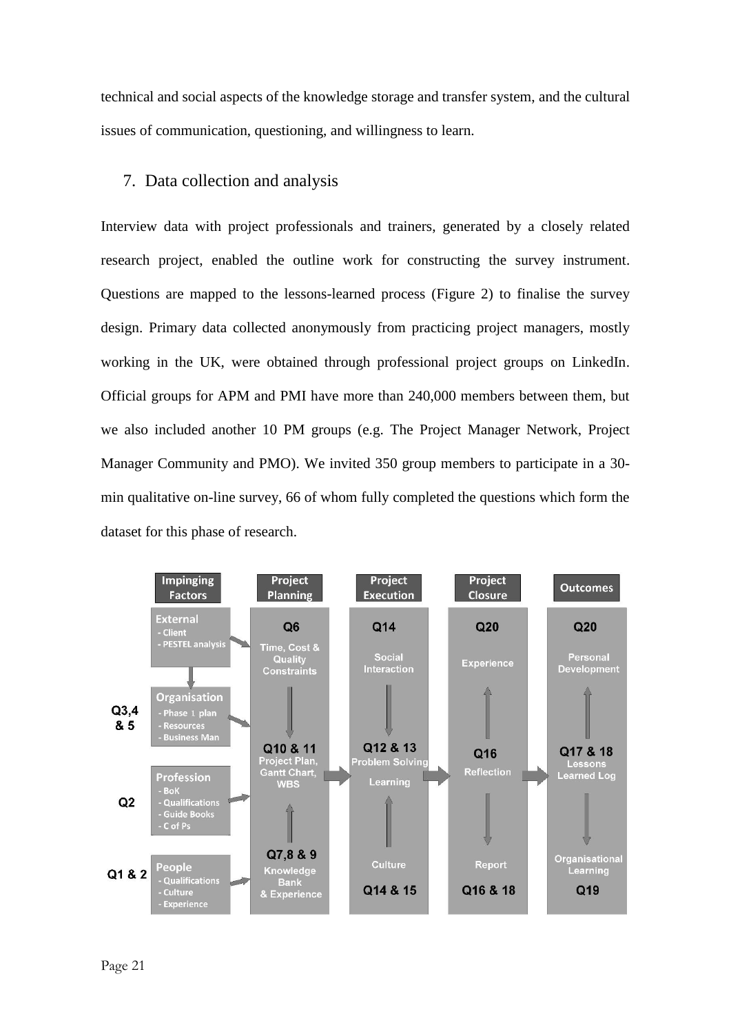technical and social aspects of the knowledge storage and transfer system, and the cultural issues of communication, questioning, and willingness to learn.

## 7. Data collection and analysis

Interview data with project professionals and trainers, generated by a closely related research project, enabled the outline work for constructing the survey instrument. Questions are mapped to the lessons-learned process (Figure 2) to finalise the survey design. Primary data collected anonymously from practicing project managers, mostly working in the UK, were obtained through professional project groups on LinkedIn. Official groups for APM and PMI have more than 240,000 members between them, but we also included another 10 PM groups (e.g. The Project Manager Network, Project Manager Community and PMO). We invited 350 group members to participate in a 30-min qualitative on-line survey, 66 of whom fully completed the questions which form the dataset for this phase of research.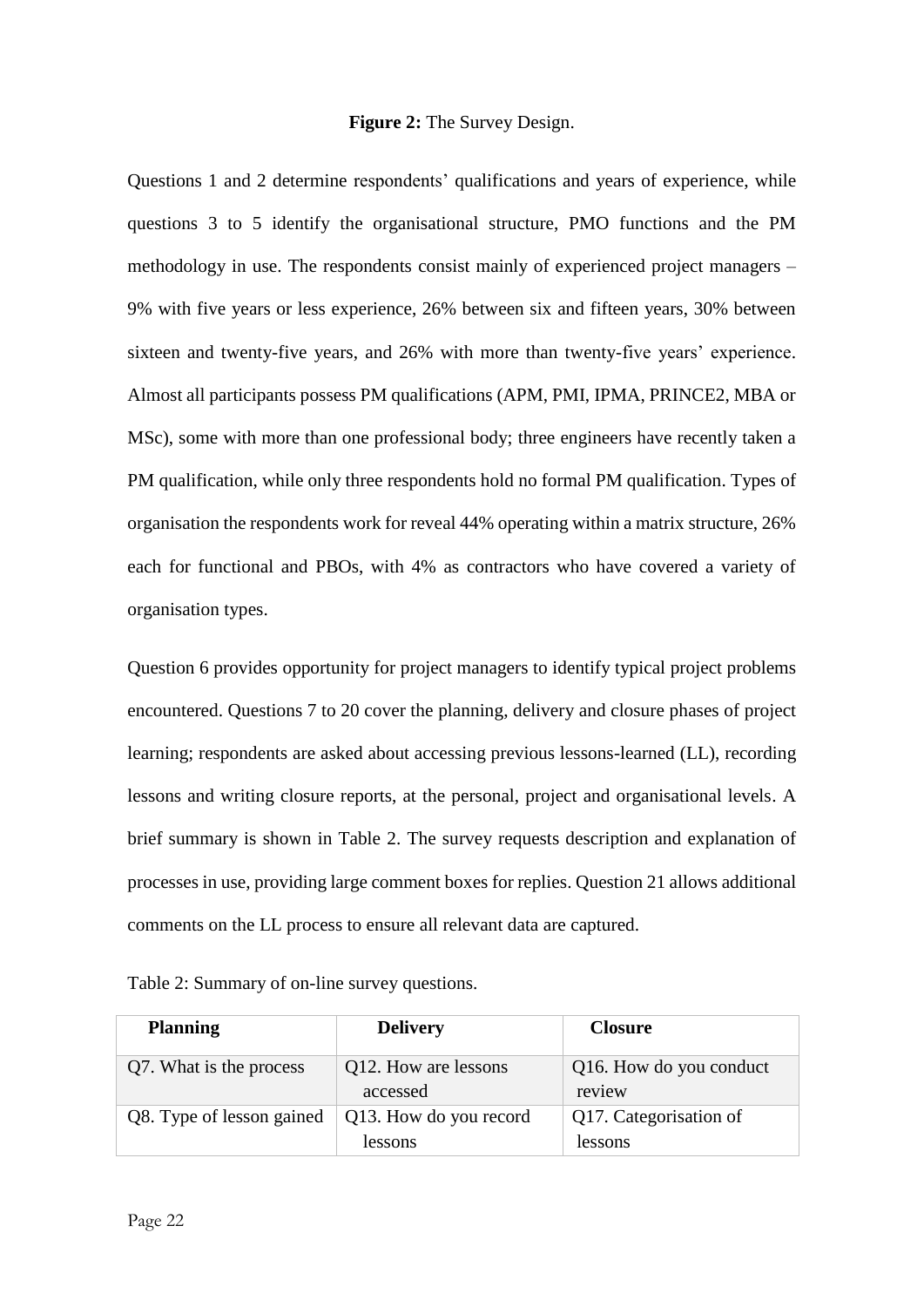**Figure 2:** The Survey Design.

Questions 1 and 2 determine respondents' qualifications and years of experience, while questions 3 to 5 identify the organisational structure, PMO functions and the PM methodology in use. The respondents consist mainly of experienced project managers – 9% with five years or less experience, 26% between six and fifteen years, 30% between sixteen and twenty-five years, and 26% with more than twenty-five years' experience. Almost all participants possess PM qualifications (APM, PMI, IPMA, PRINCE2, MBA or MSc), some with more than one professional body; three engineers have recently taken a PM qualification, while only three respondents hold no formal PM qualification. Types of organisation the respondents work for reveal 44% operating within a matrix structure, 26% each for functional and PBOs, with 4% as contractors who have covered a variety of organisation types.

Question 6 provides opportunity for project managers to identify typical project problems encountered. Questions 7 to 20 cover the planning, delivery and closure phases of project learning; respondents are asked about accessing previous lessons-learned (LL), recording lessons and writing closure reports, at the personal, project and organisational levels. A brief summary is shown in Table 2. The survey requests description and explanation of processes in use, providing large comment boxes for replies. Question 21 allows additional comments on the LL process to ensure all relevant data are captured.

Table 2: Summary of on-line survey questions.

| Planning | Delivery | Closure |
| --- | --- | --- |
| Q7. What is the process | Q12. How are lessons accessed | Q16. How do you conduct review |
| Q8. Type of lesson gained | Q13. How do you record lessons | Q17. Categorisation of lessons |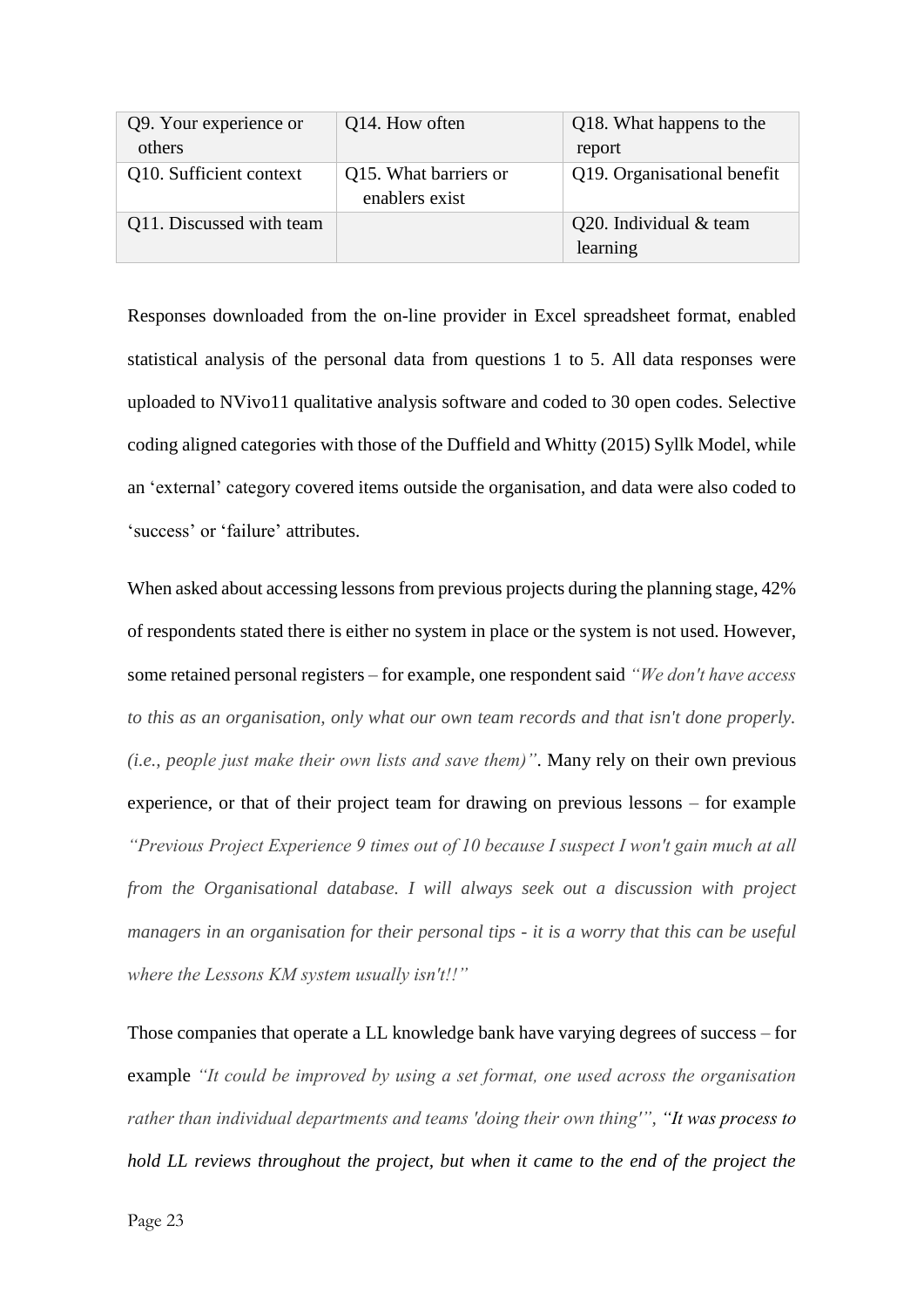| Q9. Your experience or others | Q14. How often | Q18. What happens to the report |
|---|---|---|
| Q10. Sufficient context | Q15. What barriers or enablers exist | Q19. Organisational benefit |
| Q11. Discussed with team | | Q20. Individual & team learning |

Responses downloaded from the on-line provider in Excel spreadsheet format, enabled statistical analysis of the personal data from questions 1 to 5. All data responses were uploaded to NVivo11 qualitative analysis software and coded to 30 open codes. Selective coding aligned categories with those of the Duffield and Whitty (2015) Syllk Model, while an 'external' category covered items outside the organisation, and data were also coded to 'success' or 'failure' attributes.

When asked about accessing lessons from previous projects during the planning stage, 42% of respondents stated there is either no system in place or the system is not used. However, some retained personal registers – for example, one respondent said *"We don't have access to this as an organisation, only what our own team records and that isn't done properly. (i.e., people just make their own lists and save them)"*. Many rely on their own previous experience, or that of their project team for drawing on previous lessons – for example *"Previous Project Experience 9 times out of 10 because I suspect I won't gain much at all from the Organisational database. I will always seek out a discussion with project managers in an organisation for their personal tips - it is a worry that this can be useful where the Lessons KM system usually isn't!!"*

Those companies that operate a LL knowledge bank have varying degrees of success – for example *"It could be improved by using a set format, one used across the organisation rather than individual departments and teams 'doing their own thing'"*, *"It was process to hold LL reviews throughout the project, but when it came to the end of the project the*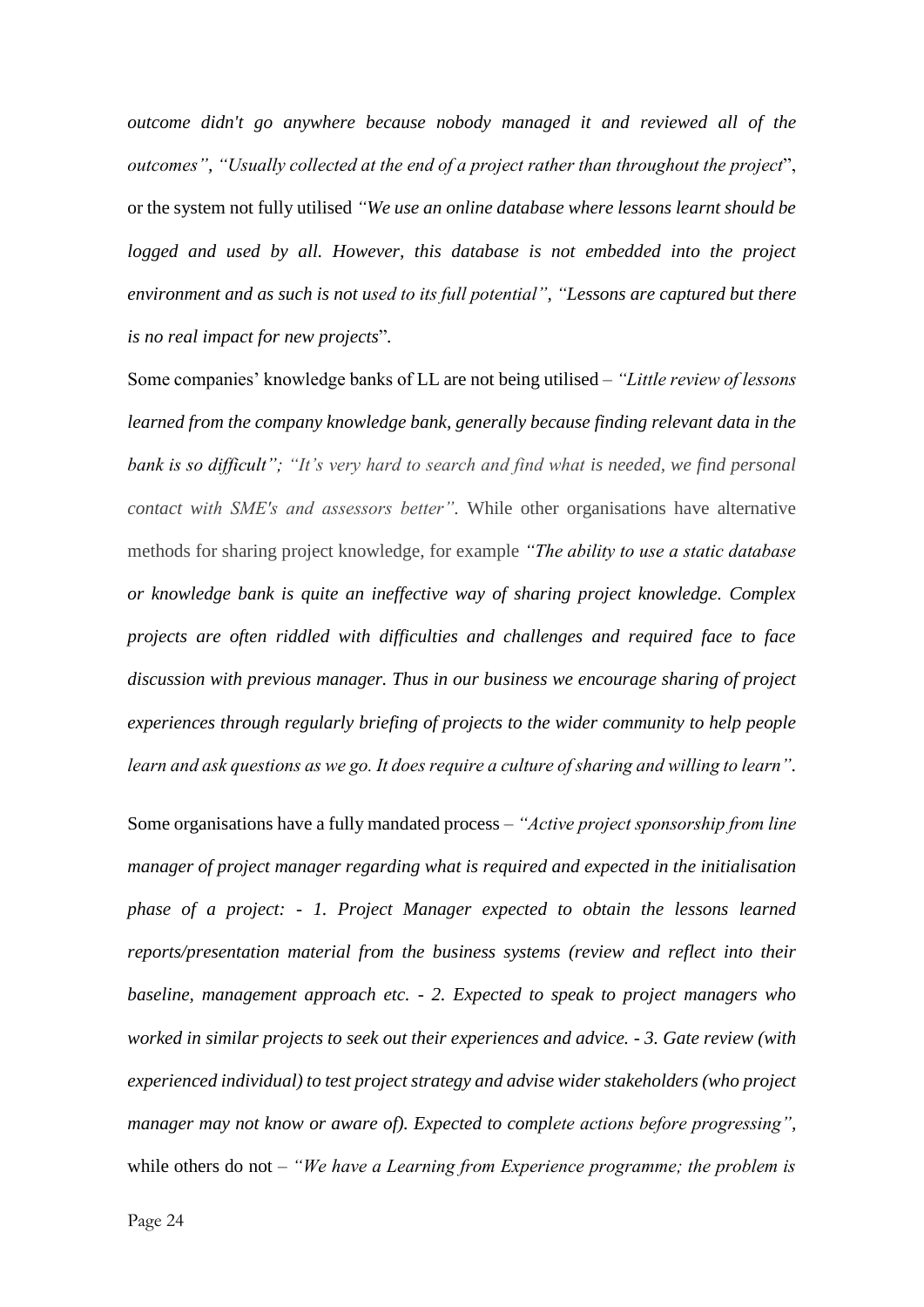*outcome didn't go anywhere because nobody managed it and reviewed all of the outcomes", "Usually collected at the end of a project rather than throughout the project*", or the system not fully utilised *"We use an online database where lessons learnt should be logged and used by all. However, this database is not embedded into the project environment and as such is not used to its full potential", "Lessons are captured but there is no real impact for new projects*".

Some companies' knowledge banks of LL are not being utilised – *"Little review of lessons learned from the company knowledge bank, generally because finding relevant data in the bank is so difficult"; "It's very hard to search and find what is needed, we find personal contact with SME's and assessors better"*. While other organisations have alternative methods for sharing project knowledge, for example *"The ability to use a static database or knowledge bank is quite an ineffective way of sharing project knowledge. Complex projects are often riddled with difficulties and challenges and required face to face discussion with previous manager. Thus in our business we encourage sharing of project experiences through regularly briefing of projects to the wider community to help people learn and ask questions as we go. It does require a culture of sharing and willing to learn"*.

Some organisations have a fully mandated process – *"Active project sponsorship from line manager of project manager regarding what is required and expected in the initialisation phase of a project: - 1. Project Manager expected to obtain the lessons learned reports/presentation material from the business systems (review and reflect into their baseline, management approach etc. - 2. Expected to speak to project managers who worked in similar projects to seek out their experiences and advice. - 3. Gate review (with experienced individual) to test project strategy and advise wider stakeholders (who project manager may not know or aware of). Expected to complete actions before progressing"*, while others do not – *"We have a Learning from Experience programme; the problem is*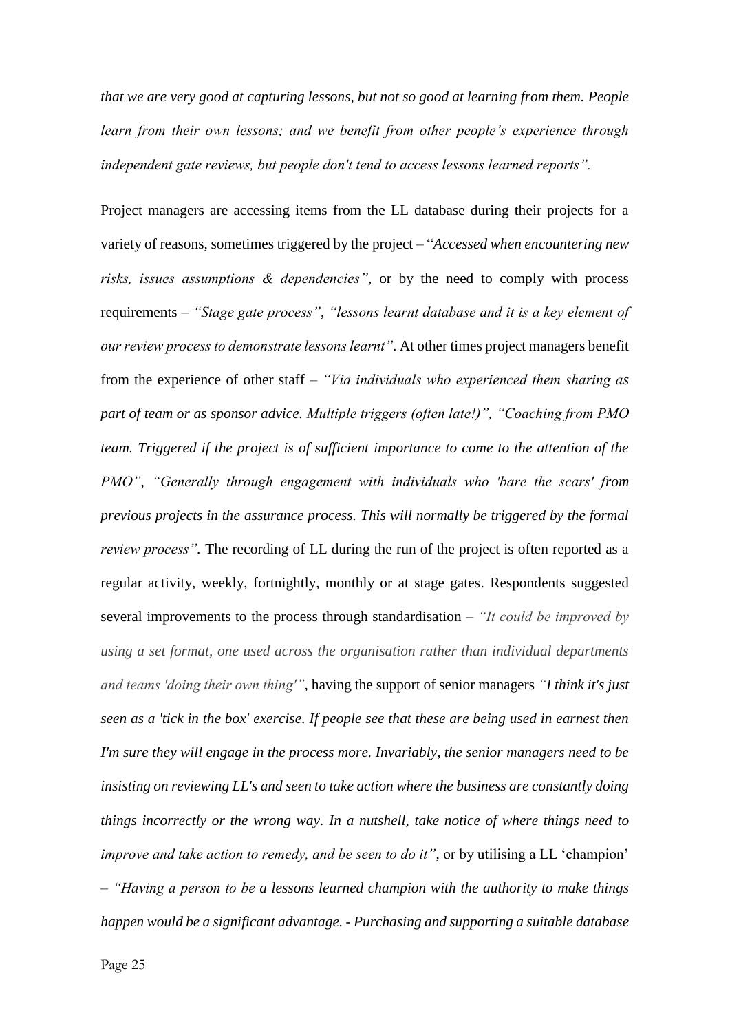*that we are very good at capturing lessons, but not so good at learning from them. People learn from their own lessons; and we benefit from other people's experience through independent gate reviews, but people don't tend to access lessons learned reports".*

Project managers are accessing items from the LL database during their projects for a variety of reasons, sometimes triggered by the project – "*Accessed when encountering new risks, issues assumptions & dependencies"*, or by the need to comply with process requirements – *"Stage gate process"*, *"lessons learnt database and it is a key element of our review process to demonstrate lessons learnt"*. At other times project managers benefit from the experience of other staff – *"Via individuals who experienced them sharing as part of team or as sponsor advice. Multiple triggers (often late!)", "Coaching from PMO team. Triggered if the project is of sufficient importance to come to the attention of the PMO"*, *"Generally through engagement with individuals who 'bare the scars' from previous projects in the assurance process. This will normally be triggered by the formal review process".* The recording of LL during the run of the project is often reported as a regular activity, weekly, fortnightly, monthly or at stage gates. Respondents suggested several improvements to the process through standardisation – *"It could be improved by using a set format, one used across the organisation rather than individual departments and teams 'doing their own thing'"*, having the support of senior managers *"I think it's just seen as a 'tick in the box' exercise. If people see that these are being used in earnest then I'm sure they will engage in the process more. Invariably, the senior managers need to be insisting on reviewing LL's and seen to take action where the business are constantly doing things incorrectly or the wrong way. In a nutshell, take notice of where things need to improve and take action to remedy, and be seen to do it"*, or by utilising a LL 'champion' – *"Having a person to be a lessons learned champion with the authority to make things happen would be a significant advantage. - Purchasing and supporting a suitable database*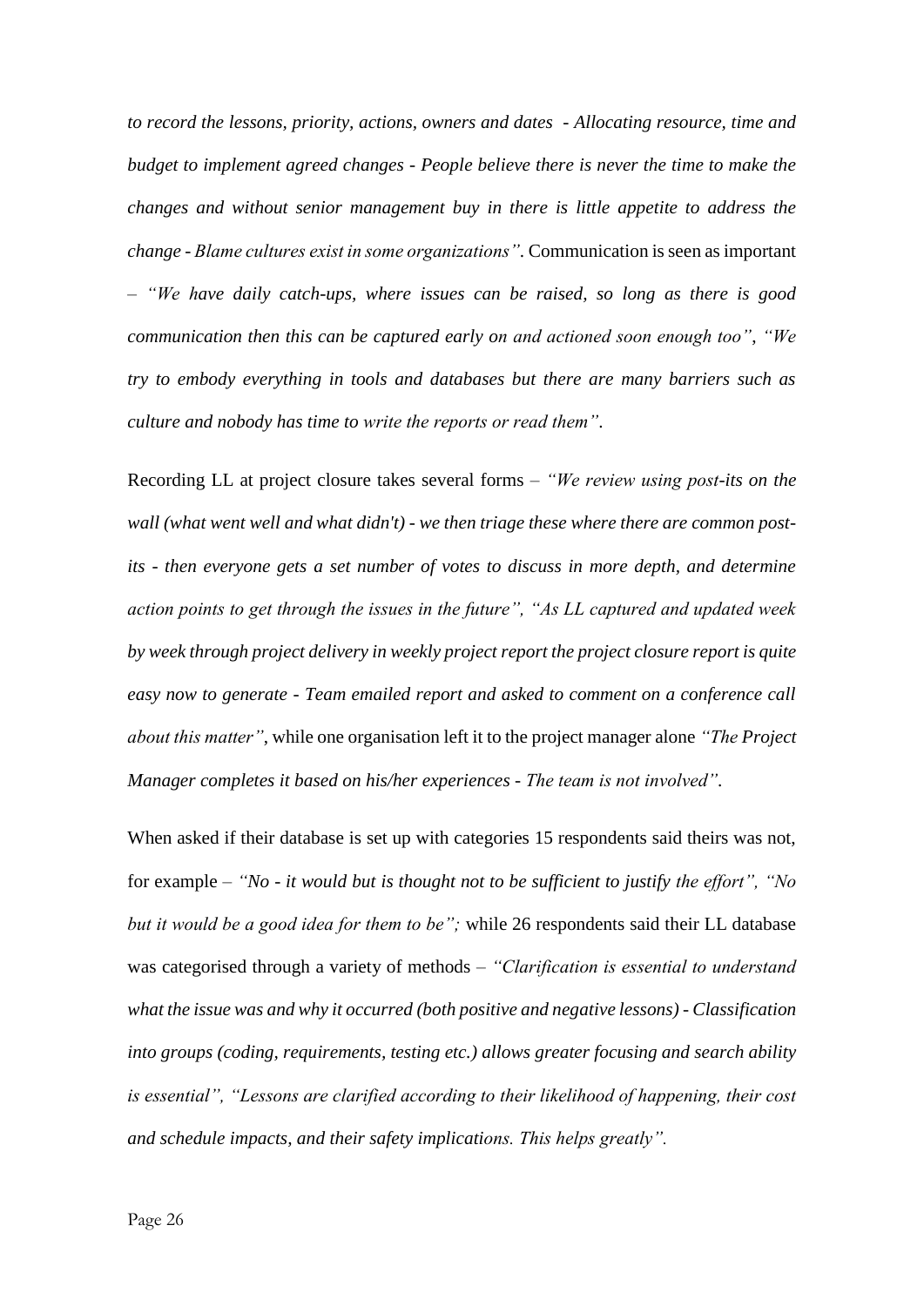*to record the lessons, priority, actions, owners and dates - Allocating resource, time and budget to implement agreed changes - People believe there is never the time to make the changes and without senior management buy in there is little appetite to address the change - Blame cultures exist in some organizations"*. Communication is seen as important – *"We have daily catch-ups, where issues can be raised, so long as there is good communication then this can be captured early on and actioned soon enough too"*, *"We try to embody everything in tools and databases but there are many barriers such as culture and nobody has time to write the reports or read them"*.

Recording LL at project closure takes several forms – *"We review using post-its on the wall (what went well and what didn't) - we then triage these where there are common post-its - then everyone gets a set number of votes to discuss in more depth, and determine action points to get through the issues in the future"*, *"As LL captured and updated week by week through project delivery in weekly project report the project closure report is quite easy now to generate - Team emailed report and asked to comment on a conference call about this matter"*, while one organisation left it to the project manager alone *"The Project Manager completes it based on his/her experiences - The team is not involved"*.

When asked if their database is set up with categories 15 respondents said theirs was not, for example – *"No - it would but is thought not to be sufficient to justify the effort"*, *"No but it would be a good idea for them to be"*; while 26 respondents said their LL database was categorised through a variety of methods – *"Clarification is essential to understand what the issue was and why it occurred (both positive and negative lessons) - Classification into groups (coding, requirements, testing etc.) allows greater focusing and search ability is essential"*, *"Lessons are clarified according to their likelihood of happening, their cost and schedule impacts, and their safety implications. This helps greatly"*.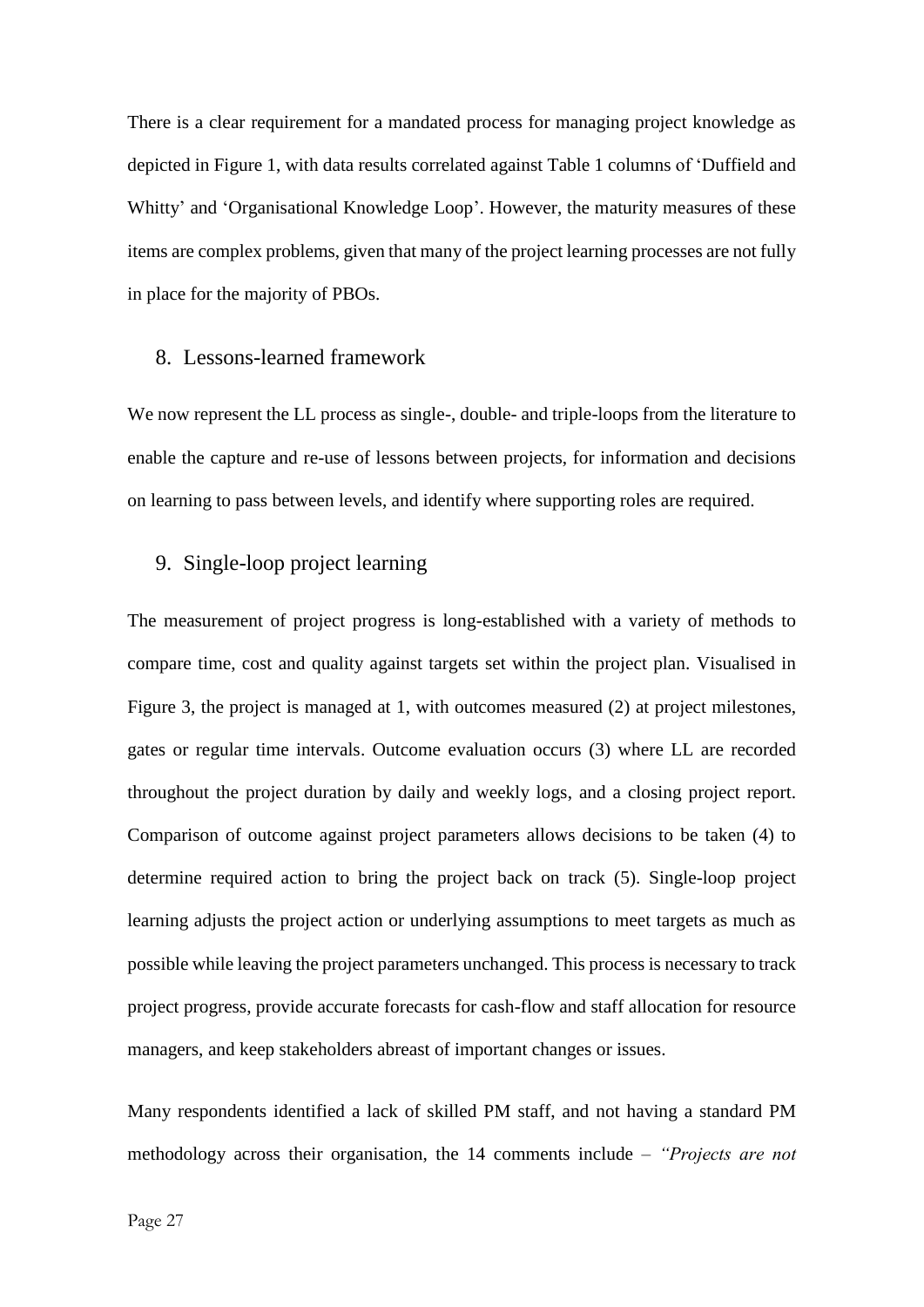There is a clear requirement for a mandated process for managing project knowledge as depicted in Figure 1, with data results correlated against Table 1 columns of 'Duffield and Whitty' and 'Organisational Knowledge Loop'. However, the maturity measures of these items are complex problems, given that many of the project learning processes are not fully in place for the majority of PBOs.

## 8. Lessons-learned framework

We now represent the LL process as single-, double- and triple-loops from the literature to enable the capture and re-use of lessons between projects, for information and decisions on learning to pass between levels, and identify where supporting roles are required.

## 9. Single-loop project learning

The measurement of project progress is long-established with a variety of methods to compare time, cost and quality against targets set within the project plan. Visualised in Figure 3, the project is managed at 1, with outcomes measured (2) at project milestones, gates or regular time intervals. Outcome evaluation occurs (3) where LL are recorded throughout the project duration by daily and weekly logs, and a closing project report. Comparison of outcome against project parameters allows decisions to be taken (4) to determine required action to bring the project back on track (5). Single-loop project learning adjusts the project action or underlying assumptions to meet targets as much as possible while leaving the project parameters unchanged. This process is necessary to track project progress, provide accurate forecasts for cash-flow and staff allocation for resource managers, and keep stakeholders abreast of important changes or issues.

Many respondents identified a lack of skilled PM staff, and not having a standard PM methodology across their organisation, the 14 comments include – *"Projects are not*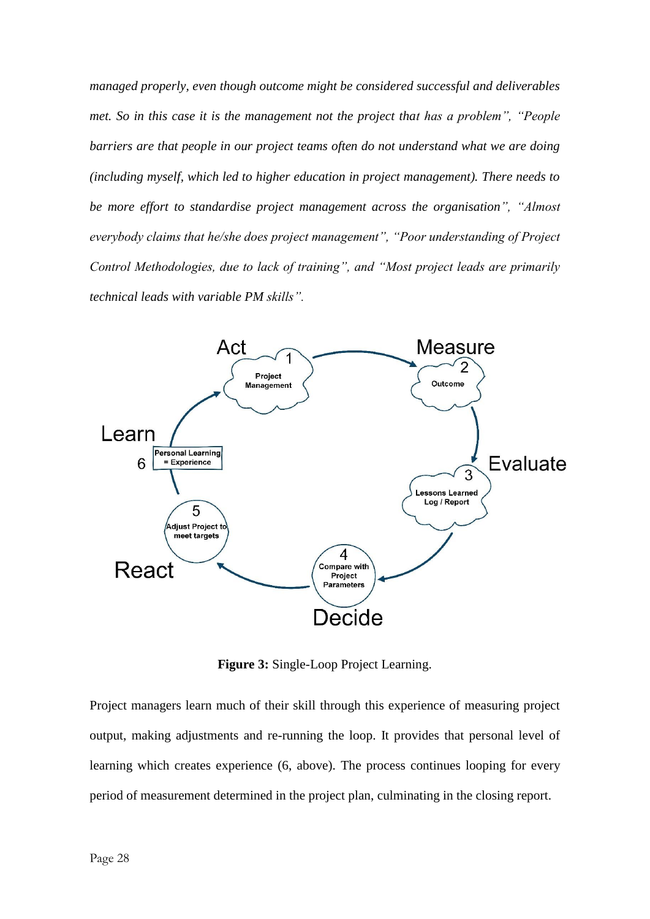*managed properly, even though outcome might be considered successful and deliverables met. So in this case it is the management not the project that has a problem", "People barriers are that people in our project teams often do not understand what we are doing (including myself, which led to higher education in project management). There needs to be more effort to standardise project management across the organisation", "Almost everybody claims that he/she does project management", "Poor understanding of Project Control Methodologies, due to lack of training", and "Most project leads are primarily technical leads with variable PM skills".*

**Figure 3:** Single-Loop Project Learning.

Project managers learn much of their skill through this experience of measuring project output, making adjustments and re-running the loop. It provides that personal level of learning which creates experience (6, above). The process continues looping for every period of measurement determined in the project plan, culminating in the closing report.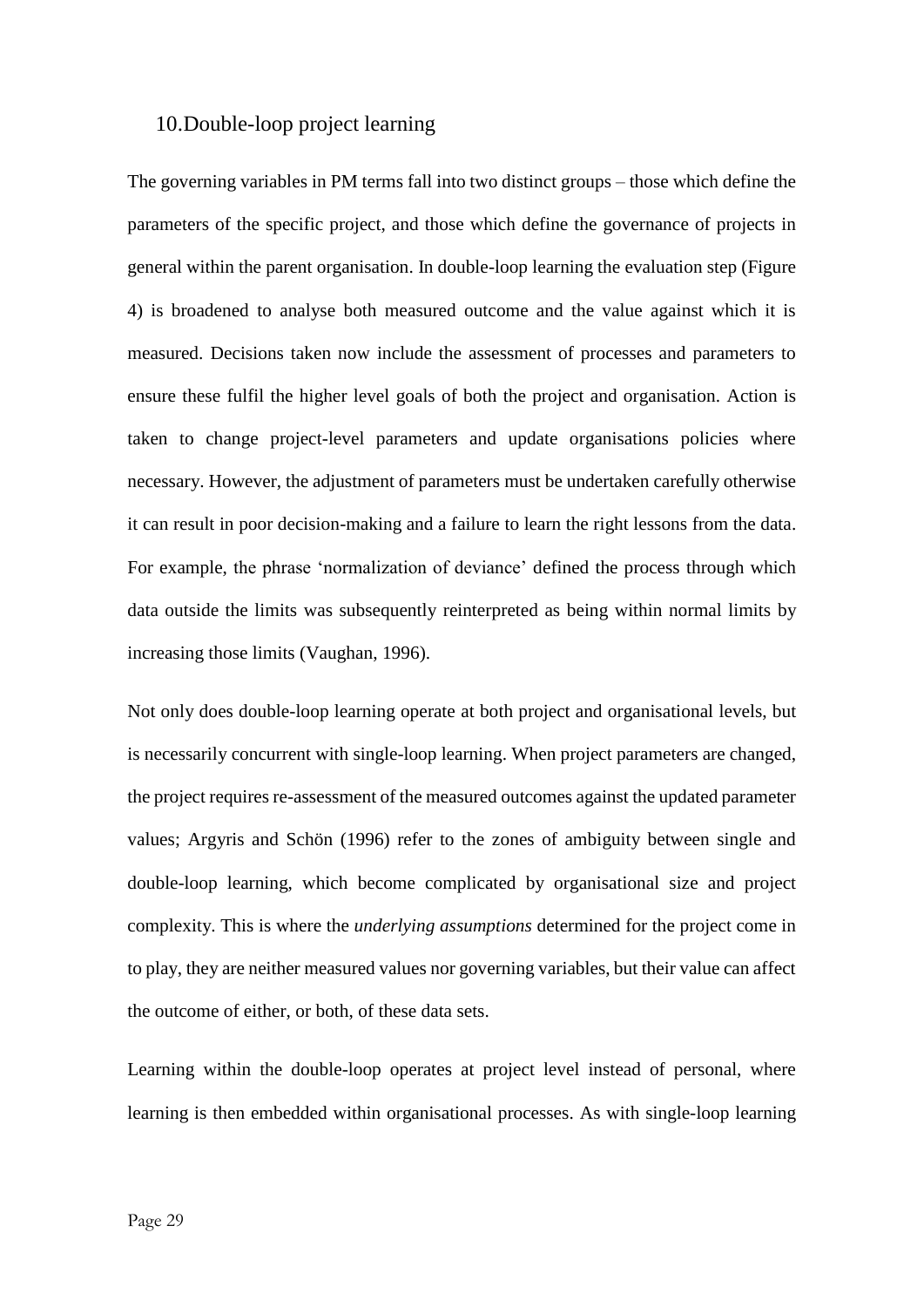## 10. Double-loop project learning

The governing variables in PM terms fall into two distinct groups – those which define the parameters of the specific project, and those which define the governance of projects in general within the parent organisation. In double-loop learning the evaluation step (Figure 4) is broadened to analyse both measured outcome and the value against which it is measured. Decisions taken now include the assessment of processes and parameters to ensure these fulfil the higher level goals of both the project and organisation. Action is taken to change project-level parameters and update organisations policies where necessary. However, the adjustment of parameters must be undertaken carefully otherwise it can result in poor decision-making and a failure to learn the right lessons from the data. For example, the phrase 'normalization of deviance' defined the process through which data outside the limits was subsequently reinterpreted as being within normal limits by increasing those limits (Vaughan, 1996).

Not only does double-loop learning operate at both project and organisational levels, but is necessarily concurrent with single-loop learning. When project parameters are changed, the project requires re-assessment of the measured outcomes against the updated parameter values; Argyris and Schön (1996) refer to the zones of ambiguity between single and double-loop learning, which become complicated by organisational size and project complexity. This is where the *underlying assumptions* determined for the project come in to play, they are neither measured values nor governing variables, but their value can affect the outcome of either, or both, of these data sets.

Learning within the double-loop operates at project level instead of personal, where learning is then embedded within organisational processes. As with single-loop learning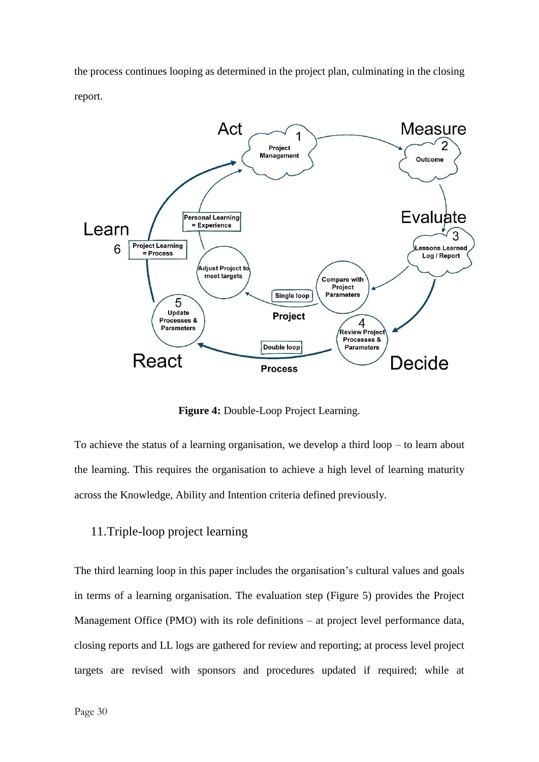the process continues looping as determined in the project plan, culminating in the closing report.

**Figure 4:** Double-Loop Project Learning.

To achieve the status of a learning organisation, we develop a third loop – to learn about the learning. This requires the organisation to achieve a high level of learning maturity across the Knowledge, Ability and Intention criteria defined previously.

## 11. Triple-loop project learning

The third learning loop in this paper includes the organisation's cultural values and goals in terms of a learning organisation. The evaluation step (Figure 5) provides the Project Management Office (PMO) with its role definitions – at project level performance data, closing reports and LL logs are gathered for review and reporting; at process level project targets are revised with sponsors and procedures updated if required; while at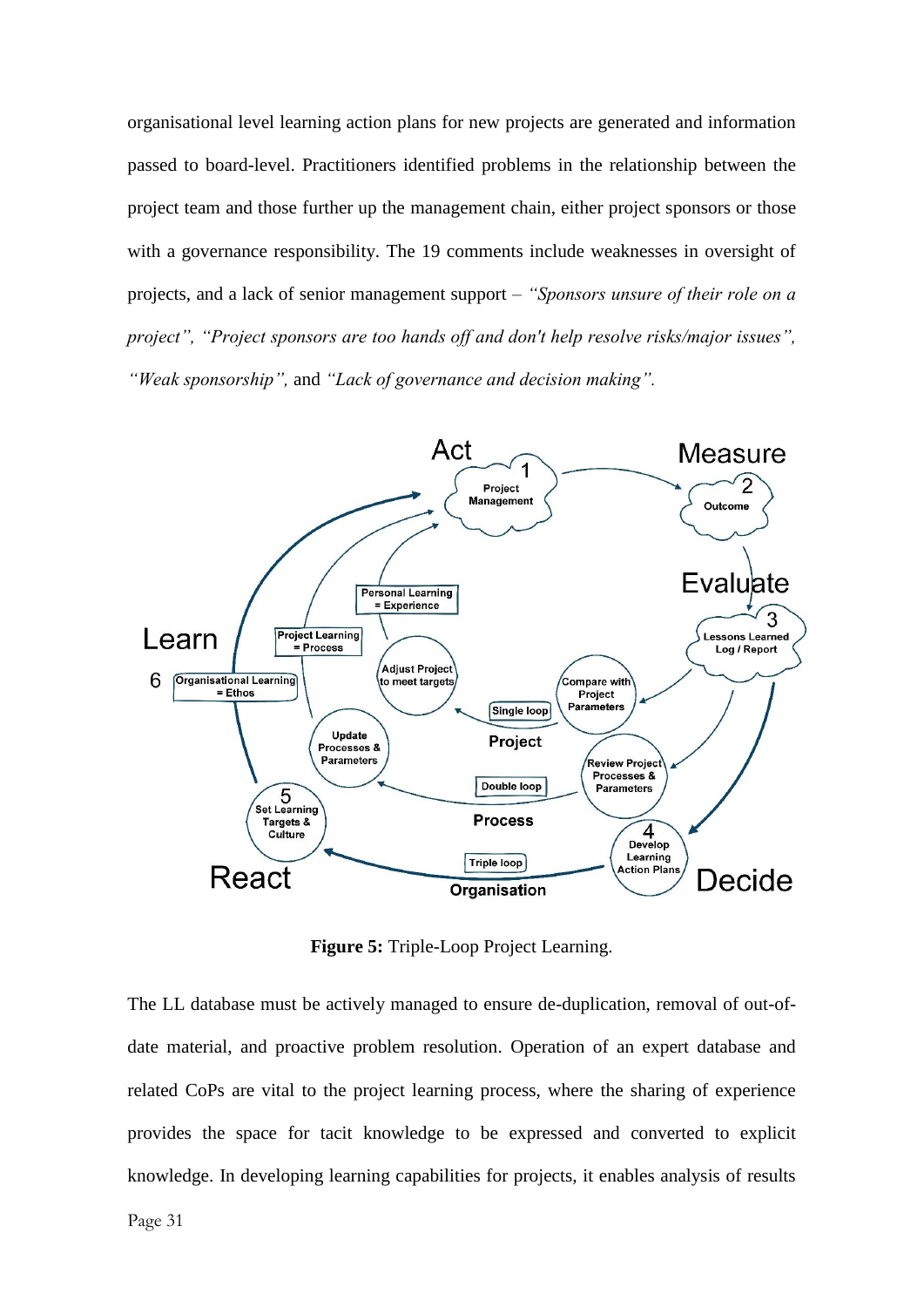organisational level learning action plans for new projects are generated and information passed to board-level. Practitioners identified problems in the relationship between the project team and those further up the management chain, either project sponsors or those with a governance responsibility. The 19 comments include weaknesses in oversight of projects, and a lack of senior management support – *"Sponsors unsure of their role on a project"*, *"Project sponsors are too hands off and don't help resolve risks/major issues"*, *"Weak sponsorship"*, and *"Lack of governance and decision making"*.

**Figure 5:** Triple-Loop Project Learning.

The LL database must be actively managed to ensure de-duplication, removal of out-of-date material, and proactive problem resolution. Operation of an expert database and related CoPs are vital to the project learning process, where the sharing of experience provides the space for tacit knowledge to be expressed and converted to explicit knowledge. In developing learning capabilities for projects, it enables analysis of results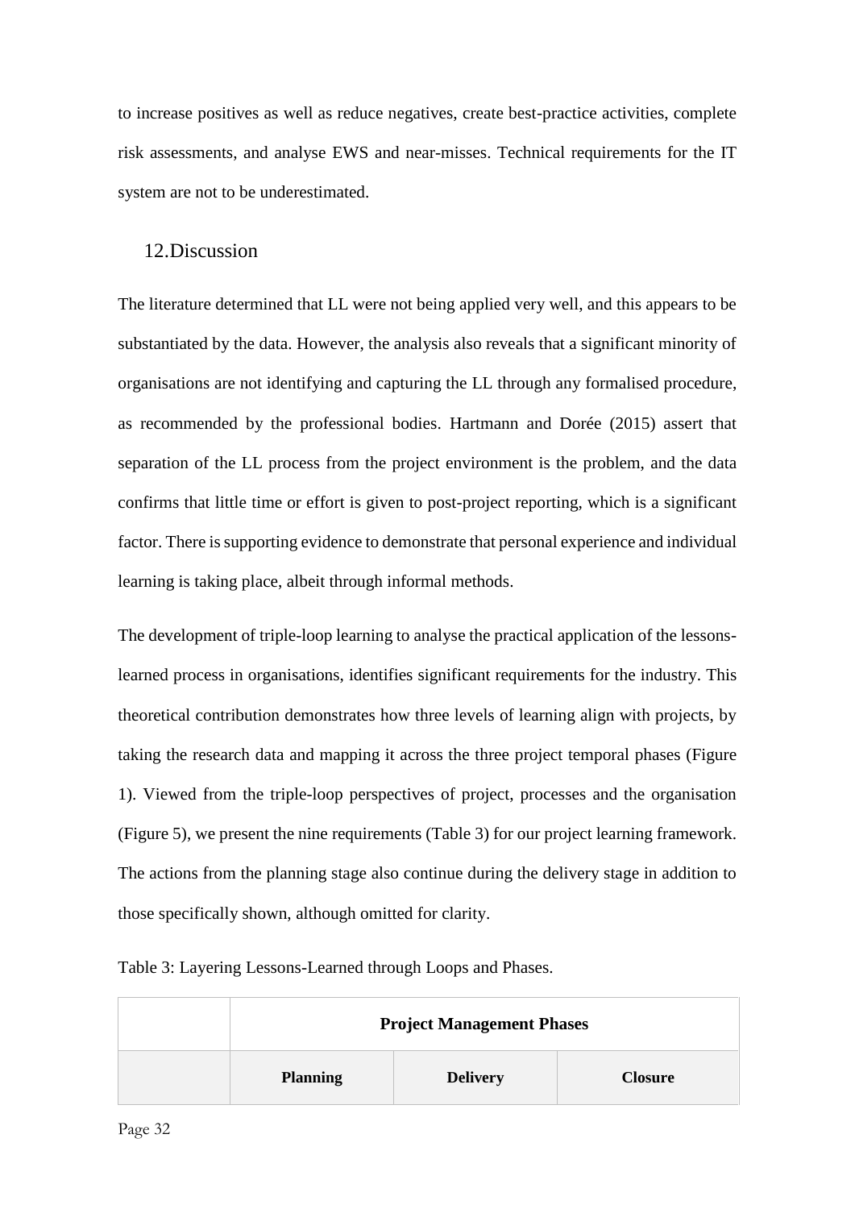to increase positives as well as reduce negatives, create best-practice activities, complete risk assessments, and analyse EWS and near-misses. Technical requirements for the IT system are not to be underestimated.

## 12. Discussion

The literature determined that LL were not being applied very well, and this appears to be substantiated by the data. However, the analysis also reveals that a significant minority of organisations are not identifying and capturing the LL through any formalised procedure, as recommended by the professional bodies. Hartmann and Dorée (2015) assert that separation of the LL process from the project environment is the problem, and the data confirms that little time or effort is given to post-project reporting, which is a significant factor. There is supporting evidence to demonstrate that personal experience and individual learning is taking place, albeit through informal methods.

The development of triple-loop learning to analyse the practical application of the lessons-learned process in organisations, identifies significant requirements for the industry. This theoretical contribution demonstrates how three levels of learning align with projects, by taking the research data and mapping it across the three project temporal phases (Figure 1). Viewed from the triple-loop perspectives of project, processes and the organisation (Figure 5), we present the nine requirements (Table 3) for our project learning framework. The actions from the planning stage also continue during the delivery stage in addition to those specifically shown, although omitted for clarity.

Table 3: Layering Lessons-Learned through Loops and Phases.

| | **Project Management Phases** | | |
|---|---|---|---|
| | **Planning** | **Delivery** | **Closure** |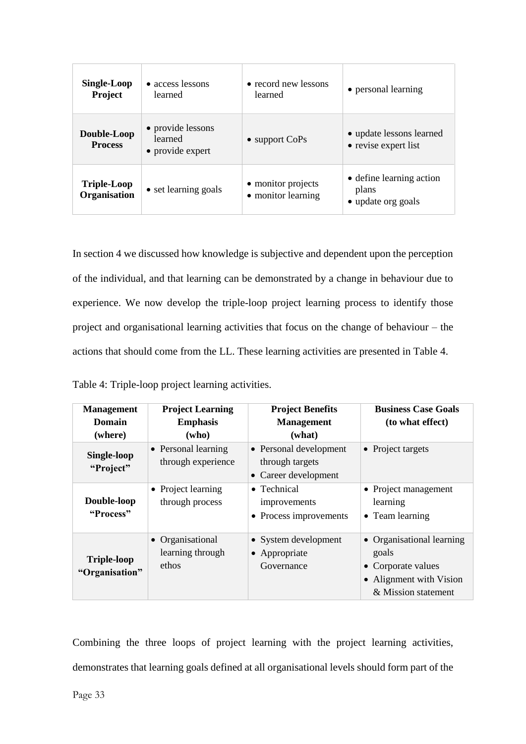| | | | |
|---|---|---|---|
| **Single-Loop Project** | • access lessons learned | • record new lessons learned | • personal learning |
| **Double-Loop Process** | • provide lessons learned<br>• provide expert | • support CoPs | • update lessons learned<br>• revise expert list |
| **Triple-Loop Organisation** | • set learning goals | • monitor projects<br>• monitor learning | • define learning action plans<br>• update org goals |

In section 4 we discussed how knowledge is subjective and dependent upon the perception of the individual, and that learning can be demonstrated by a change in behaviour due to experience. We now develop the triple-loop project learning process to identify those project and organisational learning activities that focus on the change of behaviour – the actions that should come from the LL. These learning activities are presented in Table 4.

Table 4: Triple-loop project learning activities.

| Management Domain (where) | Project Learning Emphasis (who) | Project Benefits Management (what) | Business Case Goals (to what effect) |
|---|---|---|---|
| **Single-loop "Project"** | • Personal learning through experience | • Personal development through targets<br>• Career development | • Project targets |
| **Double-loop "Process"** | • Project learning through process | • Technical improvements<br>• Process improvements | • Project management learning<br>• Team learning |
| **Triple-loop "Organisation"** | • Organisational learning through ethos | • System development<br>• Appropriate Governance | • Organisational learning goals<br>• Corporate values<br>• Alignment with Vision & Mission statement |

Combining the three loops of project learning with the project learning activities, demonstrates that learning goals defined at all organisational levels should form part of the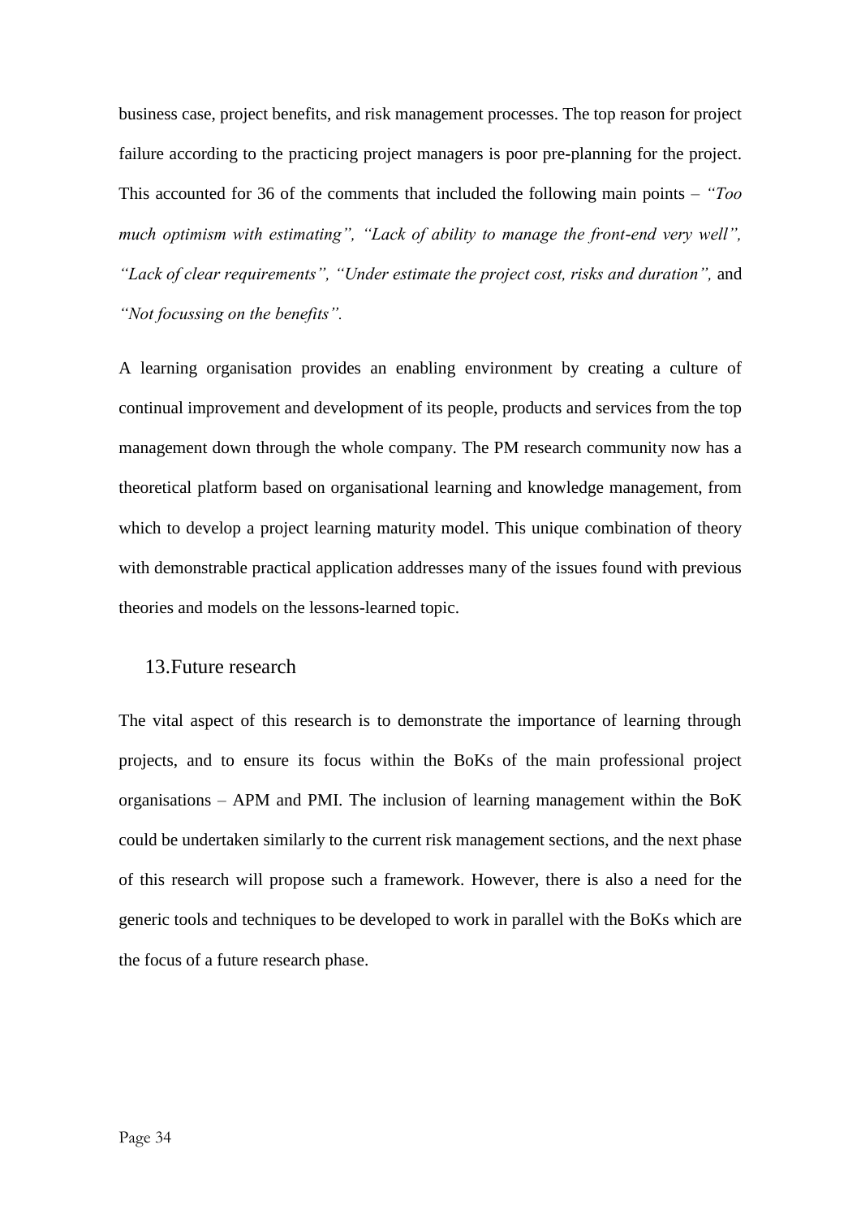business case, project benefits, and risk management processes. The top reason for project failure according to the practicing project managers is poor pre-planning for the project. This accounted for 36 of the comments that included the following main points – *"Too much optimism with estimating", "Lack of ability to manage the front-end very well", "Lack of clear requirements", "Under estimate the project cost, risks and duration",* and *"Not focussing on the benefits".*

A learning organisation provides an enabling environment by creating a culture of continual improvement and development of its people, products and services from the top management down through the whole company. The PM research community now has a theoretical platform based on organisational learning and knowledge management, from which to develop a project learning maturity model. This unique combination of theory with demonstrable practical application addresses many of the issues found with previous theories and models on the lessons-learned topic.

## 13. Future research

The vital aspect of this research is to demonstrate the importance of learning through projects, and to ensure its focus within the BoKs of the main professional project organisations – APM and PMI. The inclusion of learning management within the BoK could be undertaken similarly to the current risk management sections, and the next phase of this research will propose such a framework. However, there is also a need for the generic tools and techniques to be developed to work in parallel with the BoKs which are the focus of a future research phase.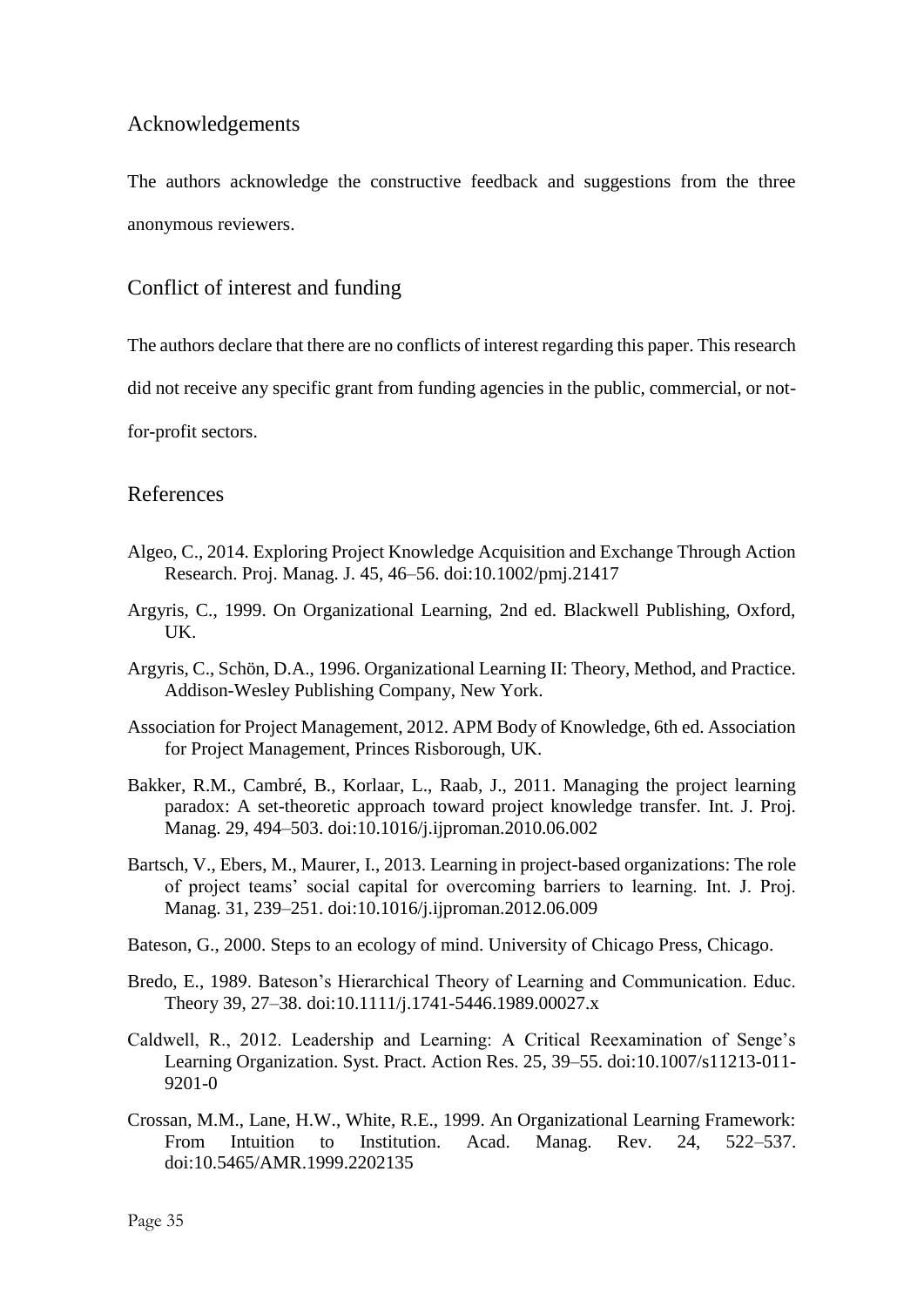## Acknowledgements

The authors acknowledge the constructive feedback and suggestions from the three anonymous reviewers.

## Conflict of interest and funding

The authors declare that there are no conflicts of interest regarding this paper. This research did not receive any specific grant from funding agencies in the public, commercial, or not-for-profit sectors.

## References

Algeo, C., 2014. Exploring Project Knowledge Acquisition and Exchange Through Action Research. Proj. Manag. J. 45, 46–56. doi:10.1002/pmj.21417

Argyris, C., 1999. On Organizational Learning, 2nd ed. Blackwell Publishing, Oxford, UK.

Argyris, C., Schön, D.A., 1996. Organizational Learning II: Theory, Method, and Practice. Addison-Wesley Publishing Company, New York.

Association for Project Management, 2012. APM Body of Knowledge, 6th ed. Association for Project Management, Princes Risborough, UK.

Bakker, R.M., Cambré, B., Korlaar, L., Raab, J., 2011. Managing the project learning paradox: A set-theoretic approach toward project knowledge transfer. Int. J. Proj. Manag. 29, 494–503. doi:10.1016/j.ijproman.2010.06.002

Bartsch, V., Ebers, M., Maurer, I., 2013. Learning in project-based organizations: The role of project teams' social capital for overcoming barriers to learning. Int. J. Proj. Manag. 31, 239–251. doi:10.1016/j.ijproman.2012.06.009

Bateson, G., 2000. Steps to an ecology of mind. University of Chicago Press, Chicago.

Bredo, E., 1989. Bateson's Hierarchical Theory of Learning and Communication. Educ. Theory 39, 27–38. doi:10.1111/j.1741-5446.1989.00027.x

Caldwell, R., 2012. Leadership and Learning: A Critical Reexamination of Senge's Learning Organization. Syst. Pract. Action Res. 25, 39–55. doi:10.1007/s11213-011-9201-0

Crossan, M.M., Lane, H.W., White, R.E., 1999. An Organizational Learning Framework: From Intuition to Institution. Acad. Manag. Rev. 24, 522–537. doi:10.5465/AMR.1999.2202135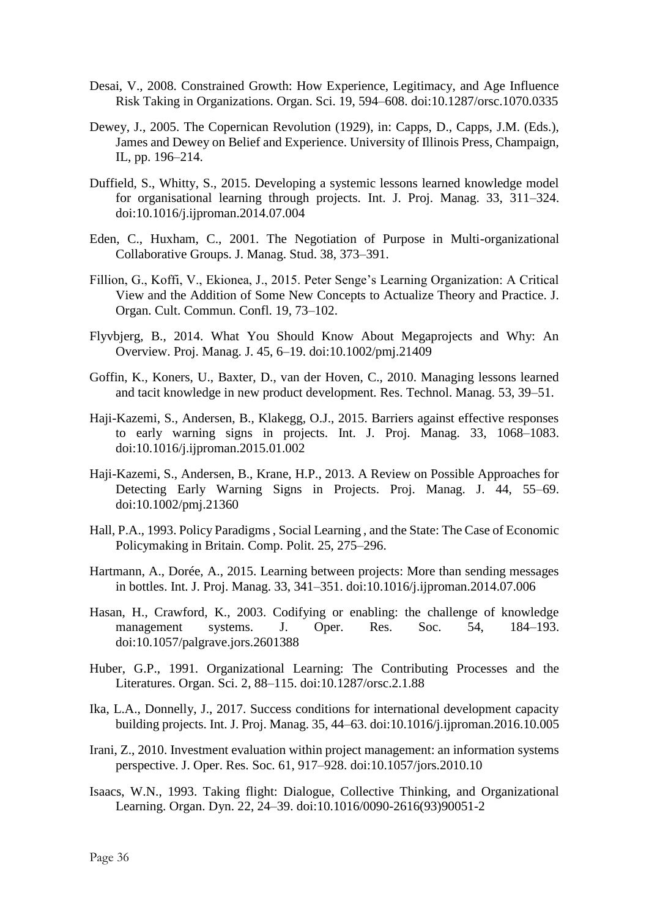Desai, V., 2008. Constrained Growth: How Experience, Legitimacy, and Age Influence Risk Taking in Organizations. Organ. Sci. 19, 594–608. doi:10.1287/orsc.1070.0335

Dewey, J., 2005. The Copernican Revolution (1929), in: Capps, D., Capps, J.M. (Eds.), James and Dewey on Belief and Experience. University of Illinois Press, Champaign, IL, pp. 196–214.

Duffield, S., Whitty, S., 2015. Developing a systemic lessons learned knowledge model for organisational learning through projects. Int. J. Proj. Manag. 33, 311–324. doi:10.1016/j.ijproman.2014.07.004

Eden, C., Huxham, C., 2001. The Negotiation of Purpose in Multi-organizational Collaborative Groups. J. Manag. Stud. 38, 373–391.

Fillion, G., Koffi, V., Ekionea, J., 2015. Peter Senge's Learning Organization: A Critical View and the Addition of Some New Concepts to Actualize Theory and Practice. J. Organ. Cult. Commun. Confl. 19, 73–102.

Flyvbjerg, B., 2014. What You Should Know About Megaprojects and Why: An Overview. Proj. Manag. J. 45, 6–19. doi:10.1002/pmj.21409

Goffin, K., Koners, U., Baxter, D., van der Hoven, C., 2010. Managing lessons learned and tacit knowledge in new product development. Res. Technol. Manag. 53, 39–51.

Haji-Kazemi, S., Andersen, B., Klakegg, O.J., 2015. Barriers against effective responses to early warning signs in projects. Int. J. Proj. Manag. 33, 1068–1083. doi:10.1016/j.ijproman.2015.01.002

Haji-Kazemi, S., Andersen, B., Krane, H.P., 2013. A Review on Possible Approaches for Detecting Early Warning Signs in Projects. Proj. Manag. J. 44, 55–69. doi:10.1002/pmj.21360

Hall, P.A., 1993. Policy Paradigms , Social Learning , and the State: The Case of Economic Policymaking in Britain. Comp. Polit. 25, 275–296.

Hartmann, A., Dorée, A., 2015. Learning between projects: More than sending messages in bottles. Int. J. Proj. Manag. 33, 341–351. doi:10.1016/j.ijproman.2014.07.006

Hasan, H., Crawford, K., 2003. Codifying or enabling: the challenge of knowledge management systems. J. Oper. Res. Soc. 54, 184–193. doi:10.1057/palgrave.jors.2601388

Huber, G.P., 1991. Organizational Learning: The Contributing Processes and the Literatures. Organ. Sci. 2, 88–115. doi:10.1287/orsc.2.1.88

Ika, L.A., Donnelly, J., 2017. Success conditions for international development capacity building projects. Int. J. Proj. Manag. 35, 44–63. doi:10.1016/j.ijproman.2016.10.005

Irani, Z., 2010. Investment evaluation within project management: an information systems perspective. J. Oper. Res. Soc. 61, 917–928. doi:10.1057/jors.2010.10

Isaacs, W.N., 1993. Taking flight: Dialogue, Collective Thinking, and Organizational Learning. Organ. Dyn. 22, 24–39. doi:10.1016/0090-2616(93)90051-2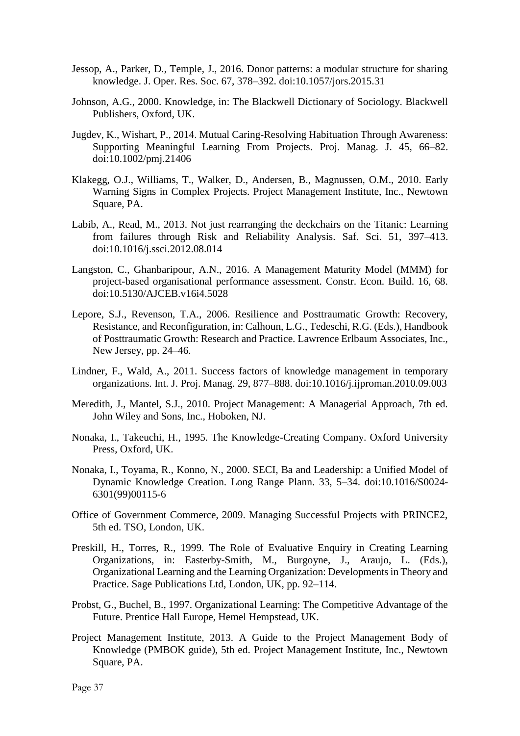Jessop, A., Parker, D., Temple, J., 2016. Donor patterns: a modular structure for sharing knowledge. J. Oper. Res. Soc. 67, 378–392. doi:10.1057/jors.2015.31

Johnson, A.G., 2000. Knowledge, in: The Blackwell Dictionary of Sociology. Blackwell Publishers, Oxford, UK.

Jugdev, K., Wishart, P., 2014. Mutual Caring-Resolving Habituation Through Awareness: Supporting Meaningful Learning From Projects. Proj. Manag. J. 45, 66–82. doi:10.1002/pmj.21406

Klakegg, O.J., Williams, T., Walker, D., Andersen, B., Magnussen, O.M., 2010. Early Warning Signs in Complex Projects. Project Management Institute, Inc., Newtown Square, PA.

Labib, A., Read, M., 2013. Not just rearranging the deckchairs on the Titanic: Learning from failures through Risk and Reliability Analysis. Saf. Sci. 51, 397–413. doi:10.1016/j.ssci.2012.08.014

Langston, C., Ghanbaripour, A.N., 2016. A Management Maturity Model (MMM) for project-based organisational performance assessment. Constr. Econ. Build. 16, 68. doi:10.5130/AJCEB.v16i4.5028

Lepore, S.J., Revenson, T.A., 2006. Resilience and Posttraumatic Growth: Recovery, Resistance, and Reconfiguration, in: Calhoun, L.G., Tedeschi, R.G. (Eds.), Handbook of Posttraumatic Growth: Research and Practice. Lawrence Erlbaum Associates, Inc., New Jersey, pp. 24–46.

Lindner, F., Wald, A., 2011. Success factors of knowledge management in temporary organizations. Int. J. Proj. Manag. 29, 877–888. doi:10.1016/j.ijproman.2010.09.003

Meredith, J., Mantel, S.J., 2010. Project Management: A Managerial Approach, 7th ed. John Wiley and Sons, Inc., Hoboken, NJ.

Nonaka, I., Takeuchi, H., 1995. The Knowledge-Creating Company. Oxford University Press, Oxford, UK.

Nonaka, I., Toyama, R., Konno, N., 2000. SECI, Ba and Leadership: a Unified Model of Dynamic Knowledge Creation. Long Range Plann. 33, 5–34. doi:10.1016/S0024-6301(99)00115-6

Office of Government Commerce, 2009. Managing Successful Projects with PRINCE2, 5th ed. TSO, London, UK.

Preskill, H., Torres, R., 1999. The Role of Evaluative Enquiry in Creating Learning Organizations, in: Easterby-Smith, M., Burgoyne, J., Araujo, L. (Eds.), Organizational Learning and the Learning Organization: Developments in Theory and Practice. Sage Publications Ltd, London, UK, pp. 92–114.

Probst, G., Buchel, B., 1997. Organizational Learning: The Competitive Advantage of the Future. Prentice Hall Europe, Hemel Hempstead, UK.

Project Management Institute, 2013. A Guide to the Project Management Body of Knowledge (PMBOK guide), 5th ed. Project Management Institute, Inc., Newtown Square, PA.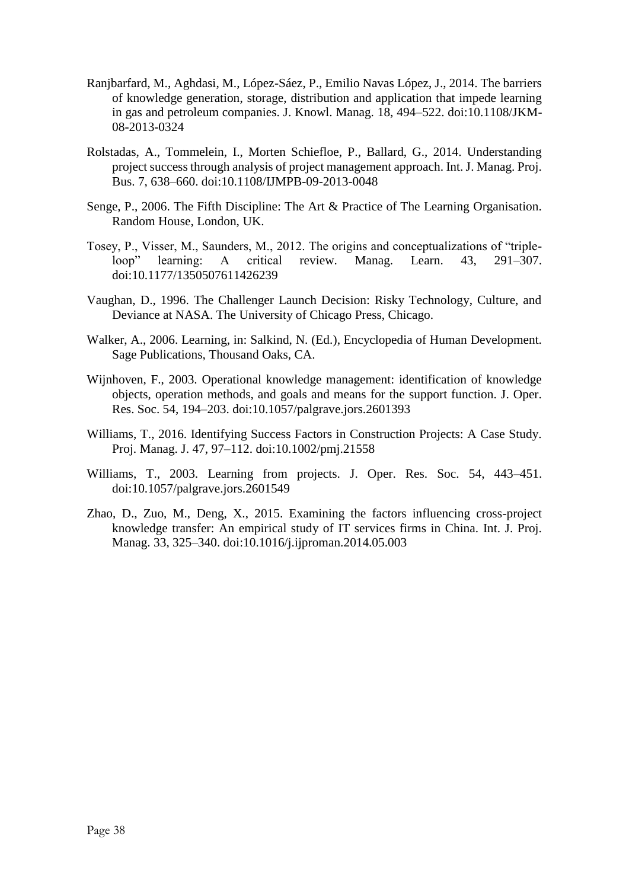Ranjbarfard, M., Aghdasi, M., López-Sáez, P., Emilio Navas López, J., 2014. The barriers of knowledge generation, storage, distribution and application that impede learning in gas and petroleum companies. J. Knowl. Manag. 18, 494–522. doi:10.1108/JKM-08-2013-0324

Rolstadas, A., Tommelein, I., Morten Schiefloe, P., Ballard, G., 2014. Understanding project success through analysis of project management approach. Int. J. Manag. Proj. Bus. 7, 638–660. doi:10.1108/IJMPB-09-2013-0048

Senge, P., 2006. The Fifth Discipline: The Art & Practice of The Learning Organisation. Random House, London, UK.

Tosey, P., Visser, M., Saunders, M., 2012. The origins and conceptualizations of "triple-loop" learning: A critical review. Manag. Learn. 43, 291–307. doi:10.1177/1350507611426239

Vaughan, D., 1996. The Challenger Launch Decision: Risky Technology, Culture, and Deviance at NASA. The University of Chicago Press, Chicago.

Walker, A., 2006. Learning, in: Salkind, N. (Ed.), Encyclopedia of Human Development. Sage Publications, Thousand Oaks, CA.

Wijnhoven, F., 2003. Operational knowledge management: identification of knowledge objects, operation methods, and goals and means for the support function. J. Oper. Res. Soc. 54, 194–203. doi:10.1057/palgrave.jors.2601393

Williams, T., 2016. Identifying Success Factors in Construction Projects: A Case Study. Proj. Manag. J. 47, 97–112. doi:10.1002/pmj.21558

Williams, T., 2003. Learning from projects. J. Oper. Res. Soc. 54, 443–451. doi:10.1057/palgrave.jors.2601549

Zhao, D., Zuo, M., Deng, X., 2015. Examining the factors influencing cross-project knowledge transfer: An empirical study of IT services firms in China. Int. J. Proj. Manag. 33, 325–340. doi:10.1016/j.ijproman.2014.05.003